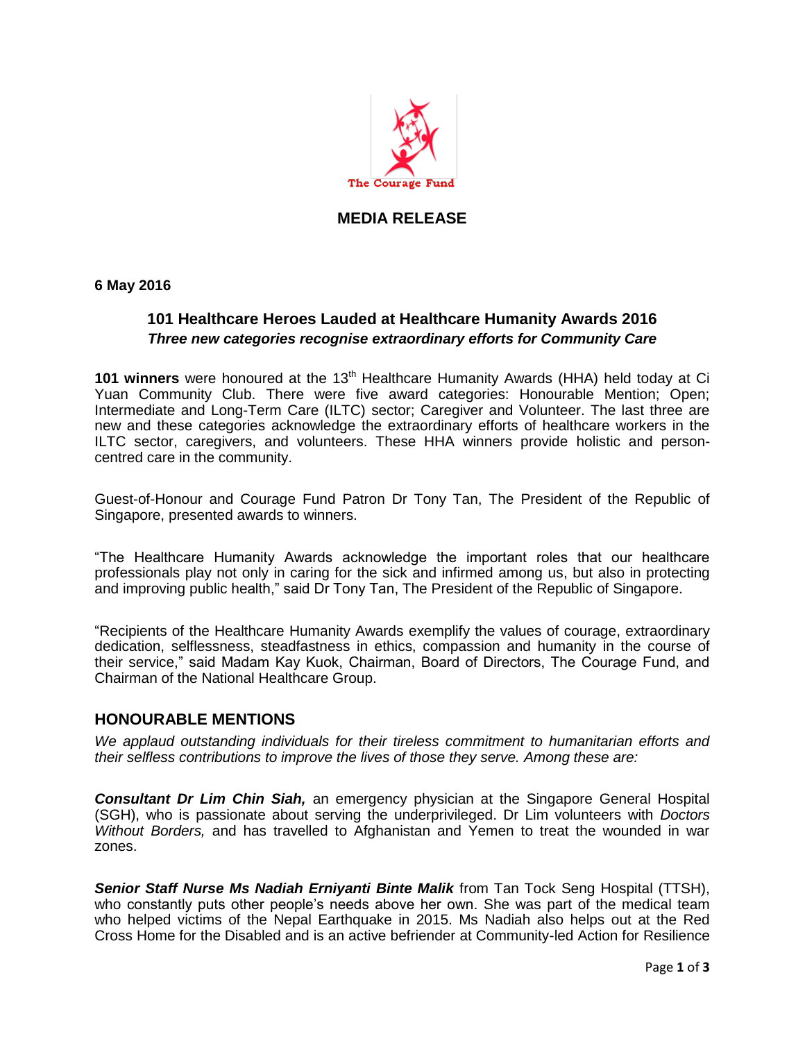The Courage Fund

# MEDIA RELEASE

**6 May 2016**

## 101 Healthcare Heroes Lauded at Healthcare Humanity Awards 2016

***Three new categories recognise extraordinary efforts for Community Care***

**101 winners** were honoured at the 13th Healthcare Humanity Awards (HHA) held today at Ci Yuan Community Club. There were five award categories: Honourable Mention; Open; Intermediate and Long-Term Care (ILTC) sector; Caregiver and Volunteer. The last three are new and these categories acknowledge the extraordinary efforts of healthcare workers in the ILTC sector, caregivers, and volunteers. These HHA winners provide holistic and person-centred care in the community.

Guest-of-Honour and Courage Fund Patron Dr Tony Tan, The President of the Republic of Singapore, presented awards to winners.

"The Healthcare Humanity Awards acknowledge the important roles that our healthcare professionals play not only in caring for the sick and infirmed among us, but also in protecting and improving public health," said Dr Tony Tan, The President of the Republic of Singapore.

"Recipients of the Healthcare Humanity Awards exemplify the values of courage, extraordinary dedication, selflessness, steadfastness in ethics, compassion and humanity in the course of their service," said Madam Kay Kuok, Chairman, Board of Directors, The Courage Fund, and Chairman of the National Healthcare Group.

## HONOURABLE MENTIONS

*We applaud outstanding individuals for their tireless commitment to humanitarian efforts and their selfless contributions to improve the lives of those they serve. Among these are:*

***Consultant Dr Lim Chin Siah,*** an emergency physician at the Singapore General Hospital (SGH), who is passionate about serving the underprivileged. Dr Lim volunteers with *Doctors Without Borders,* and has travelled to Afghanistan and Yemen to treat the wounded in war zones.

***Senior Staff Nurse Ms Nadiah Erniyanti Binte Malik*** from Tan Tock Seng Hospital (TTSH), who constantly puts other people's needs above her own. She was part of the medical team who helped victims of the Nepal Earthquake in 2015. Ms Nadiah also helps out at the Red Cross Home for the Disabled and is an active befriender at Community-led Action for Resilience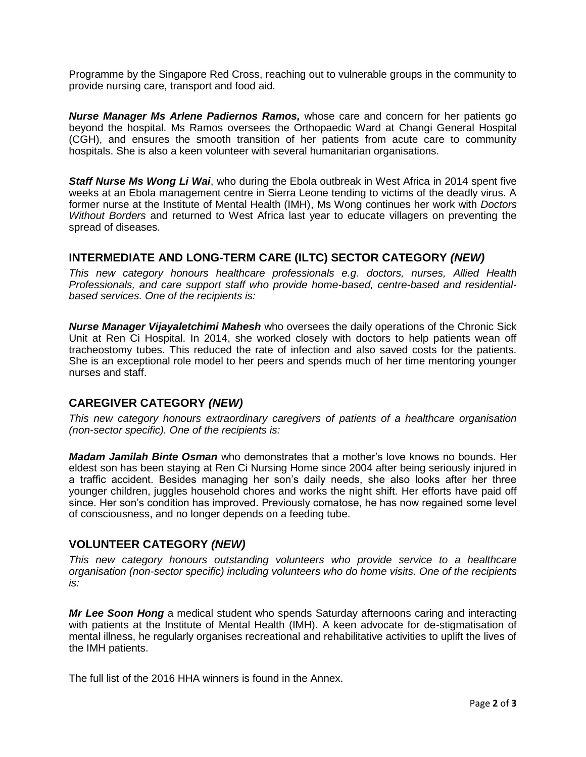Programme by the Singapore Red Cross, reaching out to vulnerable groups in the community to provide nursing care, transport and food aid.

***Nurse Manager Ms Arlene Padiernos Ramos,*** whose care and concern for her patients go beyond the hospital. Ms Ramos oversees the Orthopaedic Ward at Changi General Hospital (CGH), and ensures the smooth transition of her patients from acute care to community hospitals. She is also a keen volunteer with several humanitarian organisations.

***Staff Nurse Ms Wong Li Wai***, who during the Ebola outbreak in West Africa in 2014 spent five weeks at an Ebola management centre in Sierra Leone tending to victims of the deadly virus. A former nurse at the Institute of Mental Health (IMH), Ms Wong continues her work with *Doctors Without Borders* and returned to West Africa last year to educate villagers on preventing the spread of diseases.

## INTERMEDIATE AND LONG-TERM CARE (ILTC) SECTOR CATEGORY *(NEW)*

*This new category honours healthcare professionals e.g. doctors, nurses, Allied Health Professionals, and care support staff who provide home-based, centre-based and residential-based services. One of the recipients is:*

***Nurse Manager Vijayaletchimi Mahesh*** who oversees the daily operations of the Chronic Sick Unit at Ren Ci Hospital. In 2014, she worked closely with doctors to help patients wean off tracheostomy tubes. This reduced the rate of infection and also saved costs for the patients. She is an exceptional role model to her peers and spends much of her time mentoring younger nurses and staff.

## CAREGIVER CATEGORY *(NEW)*

*This new category honours extraordinary caregivers of patients of a healthcare organisation (non-sector specific). One of the recipients is:*

***Madam Jamilah Binte Osman*** who demonstrates that a mother's love knows no bounds. Her eldest son has been staying at Ren Ci Nursing Home since 2004 after being seriously injured in a traffic accident. Besides managing her son's daily needs, she also looks after her three younger children, juggles household chores and works the night shift. Her efforts have paid off since. Her son's condition has improved. Previously comatose, he has now regained some level of consciousness, and no longer depends on a feeding tube.

## VOLUNTEER CATEGORY *(NEW)*

*This new category honours outstanding volunteers who provide service to a healthcare organisation (non-sector specific) including volunteers who do home visits. One of the recipients is:*

***Mr Lee Soon Hong*** a medical student who spends Saturday afternoons caring and interacting with patients at the Institute of Mental Health (IMH). A keen advocate for de-stigmatisation of mental illness, he regularly organises recreational and rehabilitative activities to uplift the lives of the IMH patients.

The full list of the 2016 HHA winners is found in the Annex.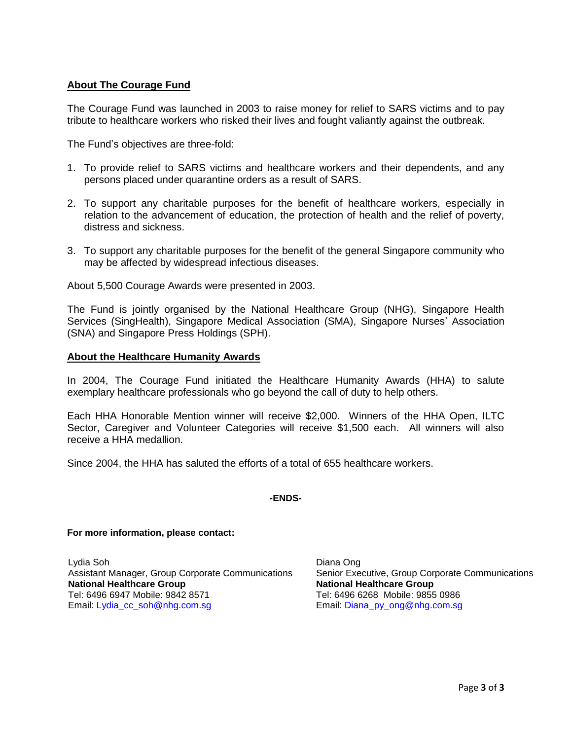## About The Courage Fund

The Courage Fund was launched in 2003 to raise money for relief to SARS victims and to pay tribute to healthcare workers who risked their lives and fought valiantly against the outbreak.

The Fund's objectives are three-fold:

1. To provide relief to SARS victims and healthcare workers and their dependents, and any persons placed under quarantine orders as a result of SARS.

2. To support any charitable purposes for the benefit of healthcare workers, especially in relation to the advancement of education, the protection of health and the relief of poverty, distress and sickness.

3. To support any charitable purposes for the benefit of the general Singapore community who may be affected by widespread infectious diseases.

About 5,500 Courage Awards were presented in 2003.

The Fund is jointly organised by the National Healthcare Group (NHG), Singapore Health Services (SingHealth), Singapore Medical Association (SMA), Singapore Nurses' Association (SNA) and Singapore Press Holdings (SPH).

## About the Healthcare Humanity Awards

In 2004, The Courage Fund initiated the Healthcare Humanity Awards (HHA) to salute exemplary healthcare professionals who go beyond the call of duty to help others.

Each HHA Honorable Mention winner will receive $2,000. Winners of the HHA Open, ILTC Sector, Caregiver and Volunteer Categories will receive $1,500 each. All winners will also receive a HHA medallion.

Since 2004, the HHA has saluted the efforts of a total of 655 healthcare workers.

**-ENDS-**

**For more information, please contact:**

Lydia Soh
Assistant Manager, Group Corporate Communications
**National Healthcare Group**
Tel: 6496 6947 Mobile: 9842 8571
Email: Lydia_cc_soh@nhg.com.sg

Diana Ong
Senior Executive, Group Corporate Communications
**National Healthcare Group**
Tel: 6496 6268 Mobile: 9855 0986
Email: Diana_py_ong@nhg.com.sg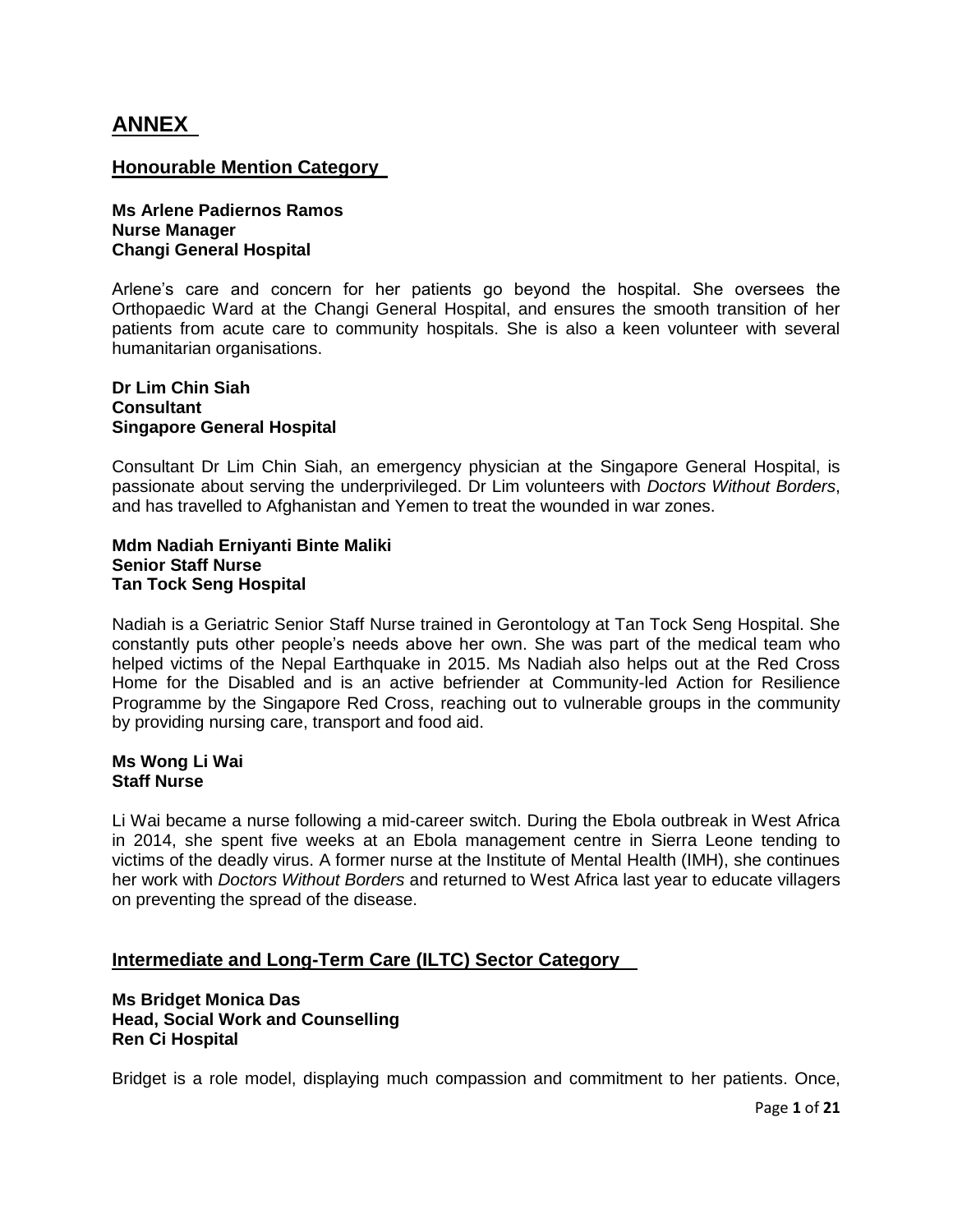# ANNEX

## Honourable Mention Category

**Ms Arlene Padiernos Ramos**
**Nurse Manager**
**Changi General Hospital**

Arlene's care and concern for her patients go beyond the hospital. She oversees the Orthopaedic Ward at the Changi General Hospital, and ensures the smooth transition of her patients from acute care to community hospitals. She is also a keen volunteer with several humanitarian organisations.

**Dr Lim Chin Siah**
**Consultant**
**Singapore General Hospital**

Consultant Dr Lim Chin Siah, an emergency physician at the Singapore General Hospital, is passionate about serving the underprivileged. Dr Lim volunteers with *Doctors Without Borders*, and has travelled to Afghanistan and Yemen to treat the wounded in war zones.

**Mdm Nadiah Erniyanti Binte Maliki**
**Senior Staff Nurse**
**Tan Tock Seng Hospital**

Nadiah is a Geriatric Senior Staff Nurse trained in Gerontology at Tan Tock Seng Hospital. She constantly puts other people's needs above her own. She was part of the medical team who helped victims of the Nepal Earthquake in 2015. Ms Nadiah also helps out at the Red Cross Home for the Disabled and is an active befriender at Community-led Action for Resilience Programme by the Singapore Red Cross, reaching out to vulnerable groups in the community by providing nursing care, transport and food aid.

**Ms Wong Li Wai**
**Staff Nurse**

Li Wai became a nurse following a mid-career switch. During the Ebola outbreak in West Africa in 2014, she spent five weeks at an Ebola management centre in Sierra Leone tending to victims of the deadly virus. A former nurse at the Institute of Mental Health (IMH), she continues her work with *Doctors Without Borders* and returned to West Africa last year to educate villagers on preventing the spread of the disease.

## Intermediate and Long-Term Care (ILTC) Sector Category

**Ms Bridget Monica Das**
**Head, Social Work and Counselling**
**Ren Ci Hospital**

Bridget is a role model, displaying much compassion and commitment to her patients. Once,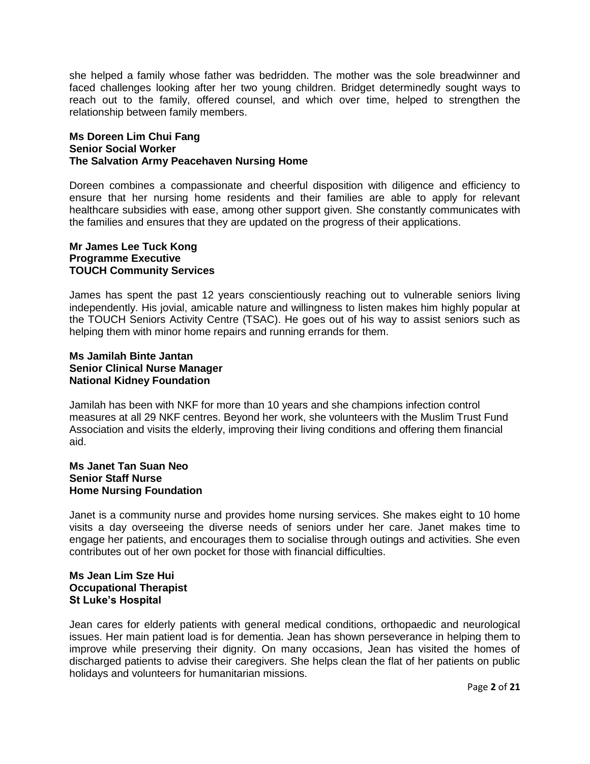she helped a family whose father was bedridden. The mother was the sole breadwinner and faced challenges looking after her two young children. Bridget determinedly sought ways to reach out to the family, offered counsel, and which over time, helped to strengthen the relationship between family members.

**Ms Doreen Lim Chui Fang**
**Senior Social Worker**
**The Salvation Army Peacehaven Nursing Home**

Doreen combines a compassionate and cheerful disposition with diligence and efficiency to ensure that her nursing home residents and their families are able to apply for relevant healthcare subsidies with ease, among other support given. She constantly communicates with the families and ensures that they are updated on the progress of their applications.

**Mr James Lee Tuck Kong**
**Programme Executive**
**TOUCH Community Services**

James has spent the past 12 years conscientiously reaching out to vulnerable seniors living independently. His jovial, amicable nature and willingness to listen makes him highly popular at the TOUCH Seniors Activity Centre (TSAC). He goes out of his way to assist seniors such as helping them with minor home repairs and running errands for them.

**Ms Jamilah Binte Jantan**
**Senior Clinical Nurse Manager**
**National Kidney Foundation**

Jamilah has been with NKF for more than 10 years and she champions infection control measures at all 29 NKF centres. Beyond her work, she volunteers with the Muslim Trust Fund Association and visits the elderly, improving their living conditions and offering them financial aid.

**Ms Janet Tan Suan Neo**
**Senior Staff Nurse**
**Home Nursing Foundation**

Janet is a community nurse and provides home nursing services. She makes eight to 10 home visits a day overseeing the diverse needs of seniors under her care. Janet makes time to engage her patients, and encourages them to socialise through outings and activities. She even contributes out of her own pocket for those with financial difficulties.

**Ms Jean Lim Sze Hui**
**Occupational Therapist**
**St Luke's Hospital**

Jean cares for elderly patients with general medical conditions, orthopaedic and neurological issues. Her main patient load is for dementia. Jean has shown perseverance in helping them to improve while preserving their dignity. On many occasions, Jean has visited the homes of discharged patients to advise their caregivers. She helps clean the flat of her patients on public holidays and volunteers for humanitarian missions.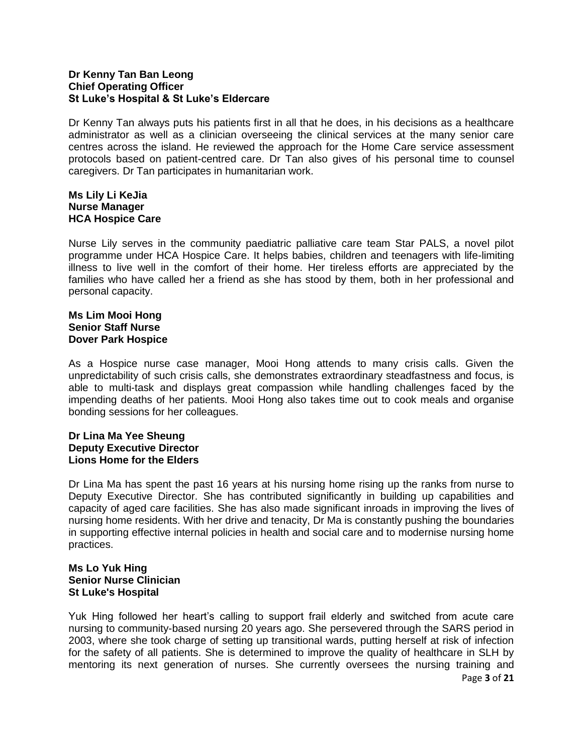**Dr Kenny Tan Ban Leong**
**Chief Operating Officer**
**St Luke's Hospital & St Luke's Eldercare**

Dr Kenny Tan always puts his patients first in all that he does, in his decisions as a healthcare administrator as well as a clinician overseeing the clinical services at the many senior care centres across the island. He reviewed the approach for the Home Care service assessment protocols based on patient-centred care. Dr Tan also gives of his personal time to counsel caregivers. Dr Tan participates in humanitarian work.

**Ms Lily Li KeJia**
**Nurse Manager**
**HCA Hospice Care**

Nurse Lily serves in the community paediatric palliative care team Star PALS, a novel pilot programme under HCA Hospice Care. It helps babies, children and teenagers with life-limiting illness to live well in the comfort of their home. Her tireless efforts are appreciated by the families who have called her a friend as she has stood by them, both in her professional and personal capacity.

**Ms Lim Mooi Hong**
**Senior Staff Nurse**
**Dover Park Hospice**

As a Hospice nurse case manager, Mooi Hong attends to many crisis calls. Given the unpredictability of such crisis calls, she demonstrates extraordinary steadfastness and focus, is able to multi-task and displays great compassion while handling challenges faced by the impending deaths of her patients. Mooi Hong also takes time out to cook meals and organise bonding sessions for her colleagues.

**Dr Lina Ma Yee Sheung**
**Deputy Executive Director**
**Lions Home for the Elders**

Dr Lina Ma has spent the past 16 years at his nursing home rising up the ranks from nurse to Deputy Executive Director. She has contributed significantly in building up capabilities and capacity of aged care facilities. She has also made significant inroads in improving the lives of nursing home residents. With her drive and tenacity, Dr Ma is constantly pushing the boundaries in supporting effective internal policies in health and social care and to modernise nursing home practices.

**Ms Lo Yuk Hing**
**Senior Nurse Clinician**
**St Luke's Hospital**

Yuk Hing followed her heart's calling to support frail elderly and switched from acute care nursing to community-based nursing 20 years ago. She persevered through the SARS period in 2003, where she took charge of setting up transitional wards, putting herself at risk of infection for the safety of all patients. She is determined to improve the quality of healthcare in SLH by mentoring its next generation of nurses. She currently oversees the nursing training and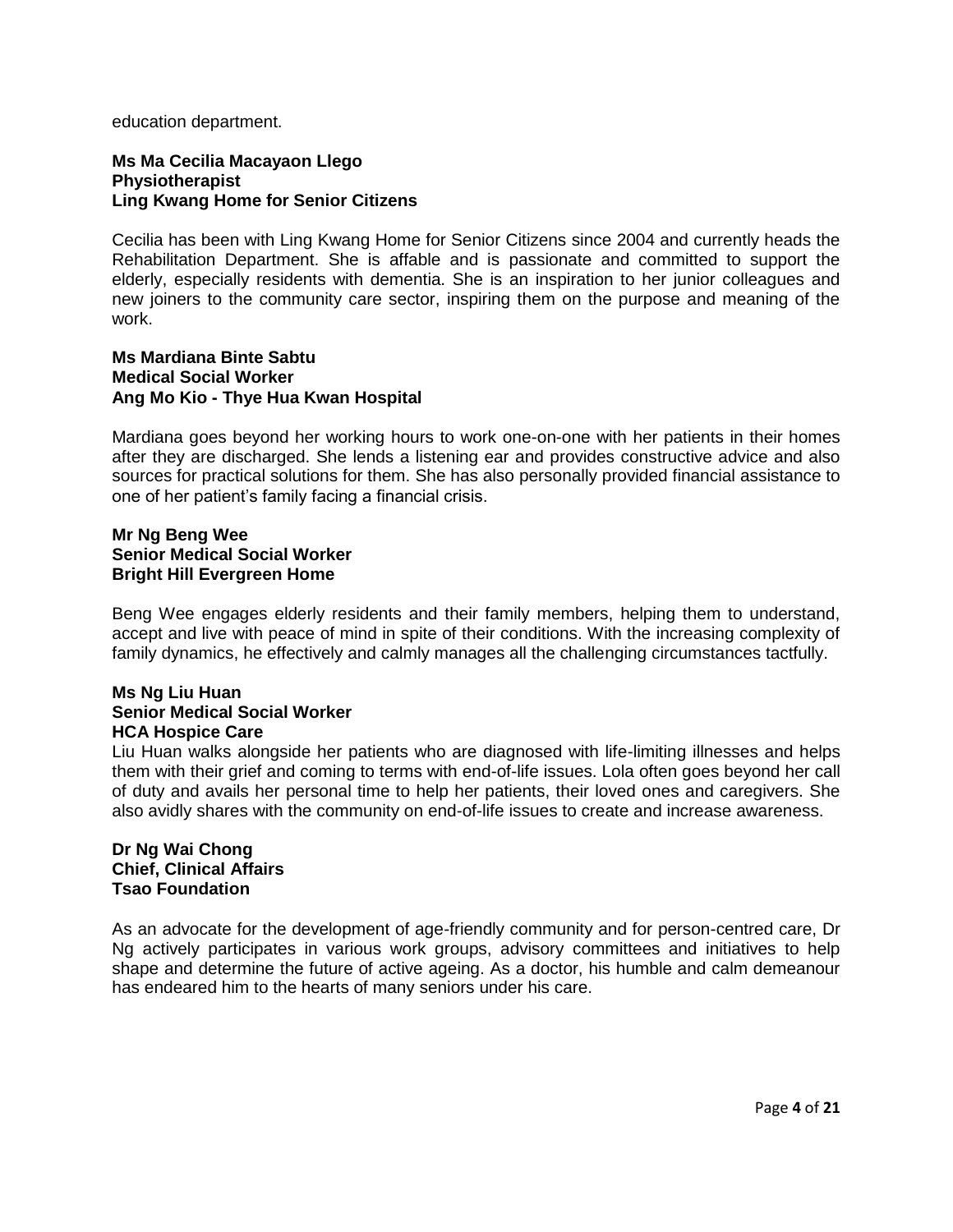education department.

**Ms Ma Cecilia Macayaon Llego**
**Physiotherapist**
**Ling Kwang Home for Senior Citizens**

Cecilia has been with Ling Kwang Home for Senior Citizens since 2004 and currently heads the Rehabilitation Department. She is affable and is passionate and committed to support the elderly, especially residents with dementia. She is an inspiration to her junior colleagues and new joiners to the community care sector, inspiring them on the purpose and meaning of the work.

**Ms Mardiana Binte Sabtu**
**Medical Social Worker**
**Ang Mo Kio - Thye Hua Kwan Hospital**

Mardiana goes beyond her working hours to work one-on-one with her patients in their homes after they are discharged. She lends a listening ear and provides constructive advice and also sources for practical solutions for them. She has also personally provided financial assistance to one of her patient's family facing a financial crisis.

**Mr Ng Beng Wee**
**Senior Medical Social Worker**
**Bright Hill Evergreen Home**

Beng Wee engages elderly residents and their family members, helping them to understand, accept and live with peace of mind in spite of their conditions. With the increasing complexity of family dynamics, he effectively and calmly manages all the challenging circumstances tactfully.

**Ms Ng Liu Huan**
**Senior Medical Social Worker**
**HCA Hospice Care**

Liu Huan walks alongside her patients who are diagnosed with life-limiting illnesses and helps them with their grief and coming to terms with end-of-life issues. Lola often goes beyond her call of duty and avails her personal time to help her patients, their loved ones and caregivers. She also avidly shares with the community on end-of-life issues to create and increase awareness.

**Dr Ng Wai Chong**
**Chief, Clinical Affairs**
**Tsao Foundation**

As an advocate for the development of age-friendly community and for person-centred care, Dr Ng actively participates in various work groups, advisory committees and initiatives to help shape and determine the future of active ageing. As a doctor, his humble and calm demeanour has endeared him to the hearts of many seniors under his care.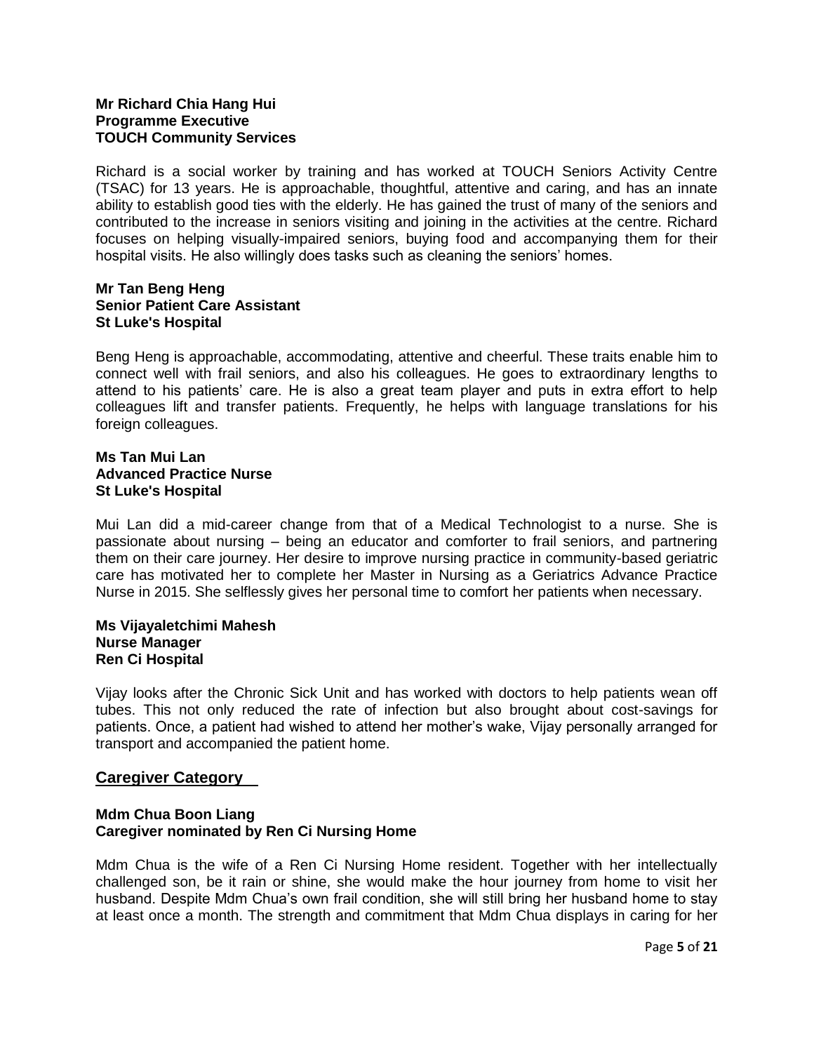**Mr Richard Chia Hang Hui**
**Programme Executive**
**TOUCH Community Services**

Richard is a social worker by training and has worked at TOUCH Seniors Activity Centre (TSAC) for 13 years. He is approachable, thoughtful, attentive and caring, and has an innate ability to establish good ties with the elderly. He has gained the trust of many of the seniors and contributed to the increase in seniors visiting and joining in the activities at the centre. Richard focuses on helping visually-impaired seniors, buying food and accompanying them for their hospital visits. He also willingly does tasks such as cleaning the seniors' homes.

**Mr Tan Beng Heng**
**Senior Patient Care Assistant**
**St Luke's Hospital**

Beng Heng is approachable, accommodating, attentive and cheerful. These traits enable him to connect well with frail seniors, and also his colleagues. He goes to extraordinary lengths to attend to his patients' care. He is also a great team player and puts in extra effort to help colleagues lift and transfer patients. Frequently, he helps with language translations for his foreign colleagues.

**Ms Tan Mui Lan**
**Advanced Practice Nurse**
**St Luke's Hospital**

Mui Lan did a mid-career change from that of a Medical Technologist to a nurse. She is passionate about nursing – being an educator and comforter to frail seniors, and partnering them on their care journey. Her desire to improve nursing practice in community-based geriatric care has motivated her to complete her Master in Nursing as a Geriatrics Advance Practice Nurse in 2015. She selflessly gives her personal time to comfort her patients when necessary.

**Ms Vijayaletchimi Mahesh**
**Nurse Manager**
**Ren Ci Hospital**

Vijay looks after the Chronic Sick Unit and has worked with doctors to help patients wean off tubes. This not only reduced the rate of infection but also brought about cost-savings for patients. Once, a patient had wished to attend her mother's wake, Vijay personally arranged for transport and accompanied the patient home.

## Caregiver Category

**Mdm Chua Boon Liang**
**Caregiver nominated by Ren Ci Nursing Home**

Mdm Chua is the wife of a Ren Ci Nursing Home resident. Together with her intellectually challenged son, be it rain or shine, she would make the hour journey from home to visit her husband. Despite Mdm Chua's own frail condition, she will still bring her husband home to stay at least once a month. The strength and commitment that Mdm Chua displays in caring for her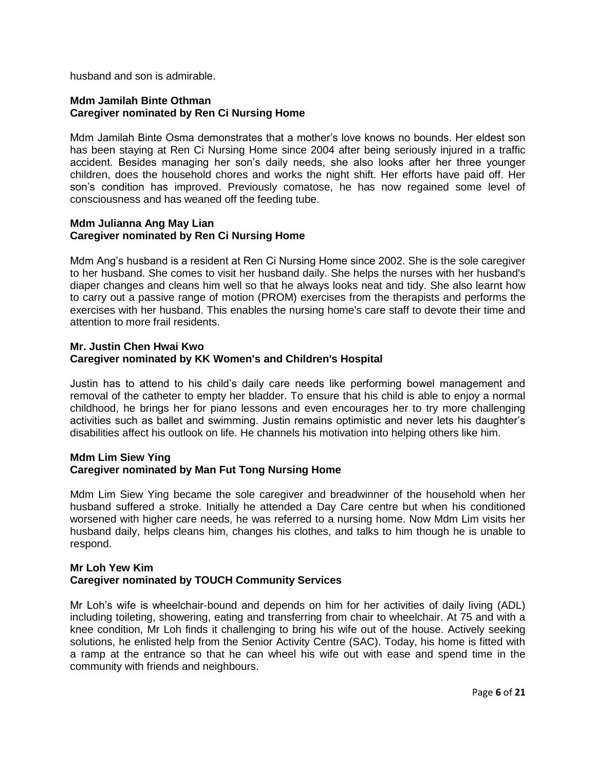husband and son is admirable.

**Mdm Jamilah Binte Othman**
**Caregiver nominated by Ren Ci Nursing Home**

Mdm Jamilah Binte Osma demonstrates that a mother's love knows no bounds. Her eldest son has been staying at Ren Ci Nursing Home since 2004 after being seriously injured in a traffic accident. Besides managing her son's daily needs, she also looks after her three younger children, does the household chores and works the night shift. Her efforts have paid off. Her son's condition has improved. Previously comatose, he has now regained some level of consciousness and has weaned off the feeding tube.

**Mdm Julianna Ang May Lian**
**Caregiver nominated by Ren Ci Nursing Home**

Mdm Ang's husband is a resident at Ren Ci Nursing Home since 2002. She is the sole caregiver to her husband. She comes to visit her husband daily. She helps the nurses with her husband's diaper changes and cleans him well so that he always looks neat and tidy. She also learnt how to carry out a passive range of motion (PROM) exercises from the therapists and performs the exercises with her husband. This enables the nursing home's care staff to devote their time and attention to more frail residents.

**Mr. Justin Chen Hwai Kwo**
**Caregiver nominated by KK Women's and Children's Hospital**

Justin has to attend to his child's daily care needs like performing bowel management and removal of the catheter to empty her bladder. To ensure that his child is able to enjoy a normal childhood, he brings her for piano lessons and even encourages her to try more challenging activities such as ballet and swimming. Justin remains optimistic and never lets his daughter's disabilities affect his outlook on life. He channels his motivation into helping others like him.

**Mdm Lim Siew Ying**
**Caregiver nominated by Man Fut Tong Nursing Home**

Mdm Lim Siew Ying became the sole caregiver and breadwinner of the household when her husband suffered a stroke. Initially he attended a Day Care centre but when his conditioned worsened with higher care needs, he was referred to a nursing home. Now Mdm Lim visits her husband daily, helps cleans him, changes his clothes, and talks to him though he is unable to respond.

**Mr Loh Yew Kim**
**Caregiver nominated by TOUCH Community Services**

Mr Loh's wife is wheelchair-bound and depends on him for her activities of daily living (ADL) including toileting, showering, eating and transferring from chair to wheelchair. At 75 and with a knee condition, Mr Loh finds it challenging to bring his wife out of the house. Actively seeking solutions, he enlisted help from the Senior Activity Centre (SAC). Today, his home is fitted with a ramp at the entrance so that he can wheel his wife out with ease and spend time in the community with friends and neighbours.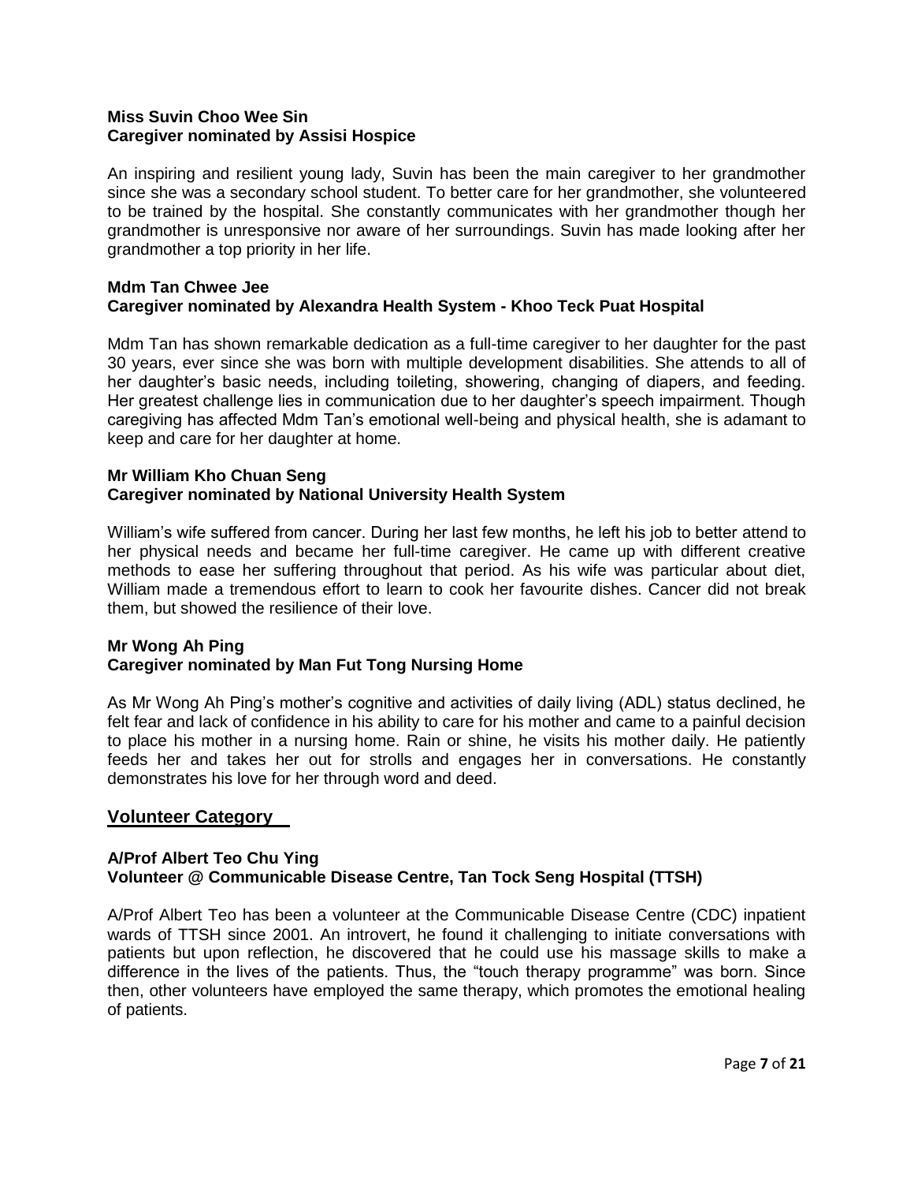**Miss Suvin Choo Wee Sin**
**Caregiver nominated by Assisi Hospice**

An inspiring and resilient young lady, Suvin has been the main caregiver to her grandmother since she was a secondary school student. To better care for her grandmother, she volunteered to be trained by the hospital. She constantly communicates with her grandmother though her grandmother is unresponsive nor aware of her surroundings. Suvin has made looking after her grandmother a top priority in her life.

**Mdm Tan Chwee Jee**
**Caregiver nominated by Alexandra Health System - Khoo Teck Puat Hospital**

Mdm Tan has shown remarkable dedication as a full-time caregiver to her daughter for the past 30 years, ever since she was born with multiple development disabilities. She attends to all of her daughter's basic needs, including toileting, showering, changing of diapers, and feeding. Her greatest challenge lies in communication due to her daughter's speech impairment. Though caregiving has affected Mdm Tan's emotional well-being and physical health, she is adamant to keep and care for her daughter at home.

**Mr William Kho Chuan Seng**
**Caregiver nominated by National University Health System**

William's wife suffered from cancer. During her last few months, he left his job to better attend to her physical needs and became her full-time caregiver. He came up with different creative methods to ease her suffering throughout that period. As his wife was particular about diet, William made a tremendous effort to learn to cook her favourite dishes. Cancer did not break them, but showed the resilience of their love.

**Mr Wong Ah Ping**
**Caregiver nominated by Man Fut Tong Nursing Home**

As Mr Wong Ah Ping's mother's cognitive and activities of daily living (ADL) status declined, he felt fear and lack of confidence in his ability to care for his mother and came to a painful decision to place his mother in a nursing home. Rain or shine, he visits his mother daily. He patiently feeds her and takes her out for strolls and engages her in conversations. He constantly demonstrates his love for her through word and deed.

## Volunteer Category

**A/Prof Albert Teo Chu Ying**
**Volunteer @ Communicable Disease Centre, Tan Tock Seng Hospital (TTSH)**

A/Prof Albert Teo has been a volunteer at the Communicable Disease Centre (CDC) inpatient wards of TTSH since 2001. An introvert, he found it challenging to initiate conversations with patients but upon reflection, he discovered that he could use his massage skills to make a difference in the lives of the patients. Thus, the "touch therapy programme" was born. Since then, other volunteers have employed the same therapy, which promotes the emotional healing of patients.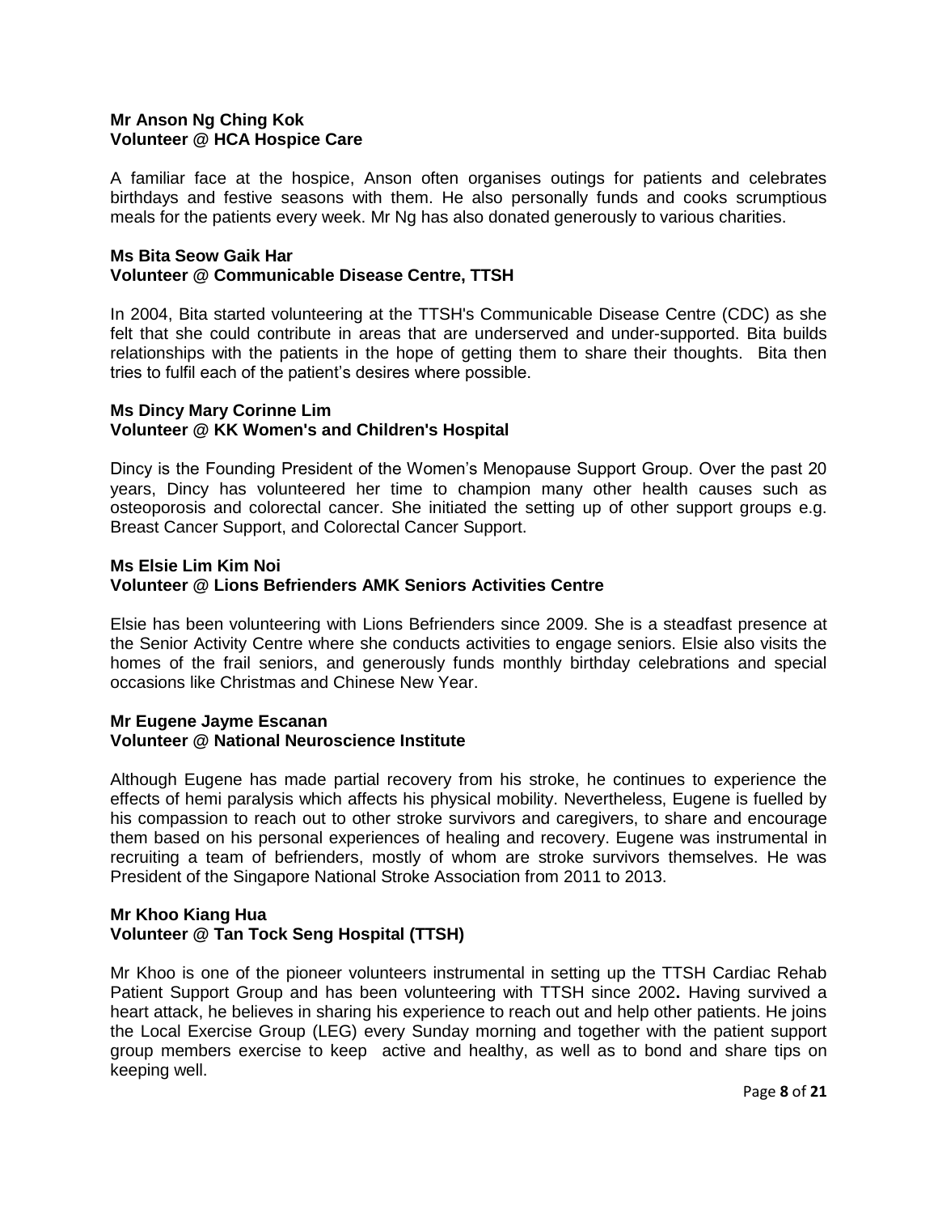**Mr Anson Ng Ching Kok**
**Volunteer @ HCA Hospice Care**

A familiar face at the hospice, Anson often organises outings for patients and celebrates birthdays and festive seasons with them. He also personally funds and cooks scrumptious meals for the patients every week. Mr Ng has also donated generously to various charities.

**Ms Bita Seow Gaik Har**
**Volunteer @ Communicable Disease Centre, TTSH**

In 2004, Bita started volunteering at the TTSH's Communicable Disease Centre (CDC) as she felt that she could contribute in areas that are underserved and under-supported. Bita builds relationships with the patients in the hope of getting them to share their thoughts. Bita then tries to fulfil each of the patient's desires where possible.

**Ms Dincy Mary Corinne Lim**
**Volunteer @ KK Women's and Children's Hospital**

Dincy is the Founding President of the Women's Menopause Support Group. Over the past 20 years, Dincy has volunteered her time to champion many other health causes such as osteoporosis and colorectal cancer. She initiated the setting up of other support groups e.g. Breast Cancer Support, and Colorectal Cancer Support.

**Ms Elsie Lim Kim Noi**
**Volunteer @ Lions Befrienders AMK Seniors Activities Centre**

Elsie has been volunteering with Lions Befrienders since 2009. She is a steadfast presence at the Senior Activity Centre where she conducts activities to engage seniors. Elsie also visits the homes of the frail seniors, and generously funds monthly birthday celebrations and special occasions like Christmas and Chinese New Year.

**Mr Eugene Jayme Escanan**
**Volunteer @ National Neuroscience Institute**

Although Eugene has made partial recovery from his stroke, he continues to experience the effects of hemi paralysis which affects his physical mobility. Nevertheless, Eugene is fuelled by his compassion to reach out to other stroke survivors and caregivers, to share and encourage them based on his personal experiences of healing and recovery. Eugene was instrumental in recruiting a team of befrienders, mostly of whom are stroke survivors themselves. He was President of the Singapore National Stroke Association from 2011 to 2013.

**Mr Khoo Kiang Hua**
**Volunteer @ Tan Tock Seng Hospital (TTSH)**

Mr Khoo is one of the pioneer volunteers instrumental in setting up the TTSH Cardiac Rehab Patient Support Group and has been volunteering with TTSH since 2002**.** Having survived a heart attack, he believes in sharing his experience to reach out and help other patients. He joins the Local Exercise Group (LEG) every Sunday morning and together with the patient support group members exercise to keep active and healthy, as well as to bond and share tips on keeping well.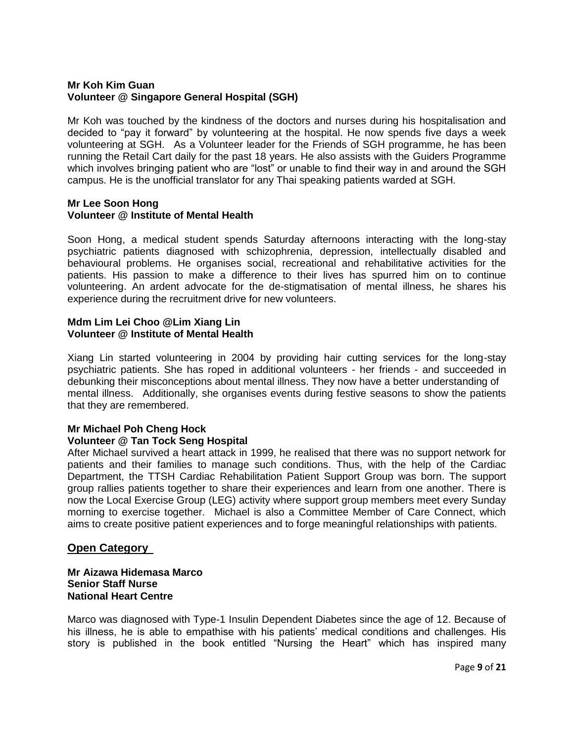**Mr Koh Kim Guan**
**Volunteer @ Singapore General Hospital (SGH)**

Mr Koh was touched by the kindness of the doctors and nurses during his hospitalisation and decided to "pay it forward" by volunteering at the hospital. He now spends five days a week volunteering at SGH. As a Volunteer leader for the Friends of SGH programme, he has been running the Retail Cart daily for the past 18 years. He also assists with the Guiders Programme which involves bringing patient who are "lost" or unable to find their way in and around the SGH campus. He is the unofficial translator for any Thai speaking patients warded at SGH.

**Mr Lee Soon Hong**
**Volunteer @ Institute of Mental Health**

Soon Hong, a medical student spends Saturday afternoons interacting with the long-stay psychiatric patients diagnosed with schizophrenia, depression, intellectually disabled and behavioural problems. He organises social, recreational and rehabilitative activities for the patients. His passion to make a difference to their lives has spurred him on to continue volunteering. An ardent advocate for the de-stigmatisation of mental illness, he shares his experience during the recruitment drive for new volunteers.

**Mdm Lim Lei Choo @Lim Xiang Lin**
**Volunteer @ Institute of Mental Health**

Xiang Lin started volunteering in 2004 by providing hair cutting services for the long-stay psychiatric patients. She has roped in additional volunteers - her friends - and succeeded in debunking their misconceptions about mental illness. They now have a better understanding of mental illness. Additionally, she organises events during festive seasons to show the patients that they are remembered.

**Mr Michael Poh Cheng Hock**
**Volunteer @ Tan Tock Seng Hospital**

After Michael survived a heart attack in 1999, he realised that there was no support network for patients and their families to manage such conditions. Thus, with the help of the Cardiac Department, the TTSH Cardiac Rehabilitation Patient Support Group was born. The support group rallies patients together to share their experiences and learn from one another. There is now the Local Exercise Group (LEG) activity where support group members meet every Sunday morning to exercise together. Michael is also a Committee Member of Care Connect, which aims to create positive patient experiences and to forge meaningful relationships with patients.

## Open Category

**Mr Aizawa Hidemasa Marco**
**Senior Staff Nurse**
**National Heart Centre**

Marco was diagnosed with Type-1 Insulin Dependent Diabetes since the age of 12. Because of his illness, he is able to empathise with his patients' medical conditions and challenges. His story is published in the book entitled "Nursing the Heart" which has inspired many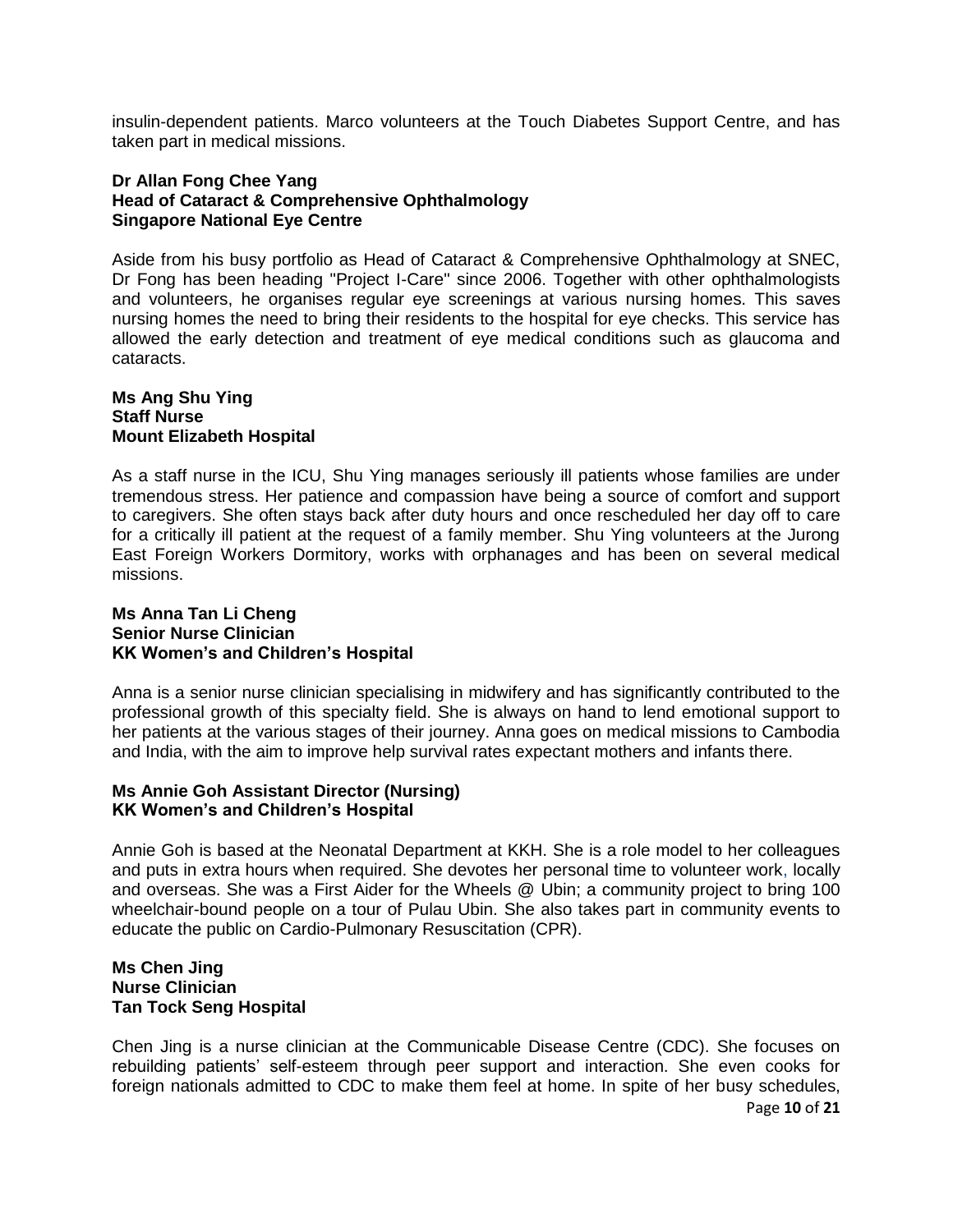insulin-dependent patients. Marco volunteers at the Touch Diabetes Support Centre, and has taken part in medical missions.

**Dr Allan Fong Chee Yang**
**Head of Cataract & Comprehensive Ophthalmology**
**Singapore National Eye Centre**

Aside from his busy portfolio as Head of Cataract & Comprehensive Ophthalmology at SNEC, Dr Fong has been heading "Project I-Care" since 2006. Together with other ophthalmologists and volunteers, he organises regular eye screenings at various nursing homes. This saves nursing homes the need to bring their residents to the hospital for eye checks. This service has allowed the early detection and treatment of eye medical conditions such as glaucoma and cataracts.

**Ms Ang Shu Ying**
**Staff Nurse**
**Mount Elizabeth Hospital**

As a staff nurse in the ICU, Shu Ying manages seriously ill patients whose families are under tremendous stress. Her patience and compassion have being a source of comfort and support to caregivers. She often stays back after duty hours and once rescheduled her day off to care for a critically ill patient at the request of a family member. Shu Ying volunteers at the Jurong East Foreign Workers Dormitory, works with orphanages and has been on several medical missions.

**Ms Anna Tan Li Cheng**
**Senior Nurse Clinician**
**KK Women's and Children's Hospital**

Anna is a senior nurse clinician specialising in midwifery and has significantly contributed to the professional growth of this specialty field. She is always on hand to lend emotional support to her patients at the various stages of their journey. Anna goes on medical missions to Cambodia and India, with the aim to improve help survival rates expectant mothers and infants there.

**Ms Annie Goh Assistant Director (Nursing)**
**KK Women's and Children's Hospital**

Annie Goh is based at the Neonatal Department at KKH. She is a role model to her colleagues and puts in extra hours when required. She devotes her personal time to volunteer work, locally and overseas. She was a First Aider for the Wheels @ Ubin; a community project to bring 100 wheelchair-bound people on a tour of Pulau Ubin. She also takes part in community events to educate the public on Cardio-Pulmonary Resuscitation (CPR).

**Ms Chen Jing**
**Nurse Clinician**
**Tan Tock Seng Hospital**

Chen Jing is a nurse clinician at the Communicable Disease Centre (CDC). She focuses on rebuilding patients' self-esteem through peer support and interaction. She even cooks for foreign nationals admitted to CDC to make them feel at home. In spite of her busy schedules,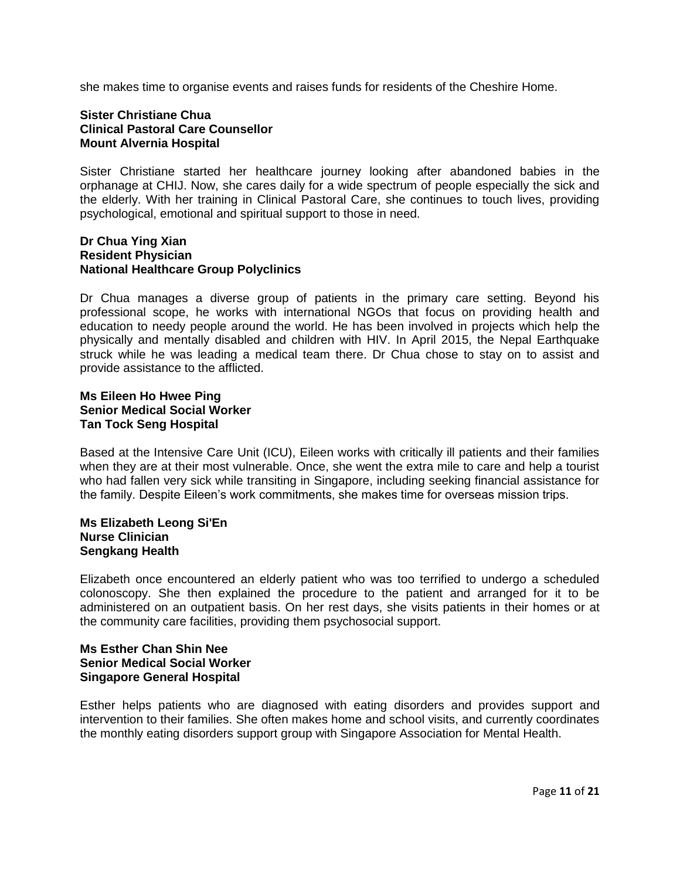she makes time to organise events and raises funds for residents of the Cheshire Home.

**Sister Christiane Chua**
**Clinical Pastoral Care Counsellor**
**Mount Alvernia Hospital**

Sister Christiane started her healthcare journey looking after abandoned babies in the orphanage at CHIJ. Now, she cares daily for a wide spectrum of people especially the sick and the elderly. With her training in Clinical Pastoral Care, she continues to touch lives, providing psychological, emotional and spiritual support to those in need.

**Dr Chua Ying Xian**
**Resident Physician**
**National Healthcare Group Polyclinics**

Dr Chua manages a diverse group of patients in the primary care setting. Beyond his professional scope, he works with international NGOs that focus on providing health and education to needy people around the world. He has been involved in projects which help the physically and mentally disabled and children with HIV. In April 2015, the Nepal Earthquake struck while he was leading a medical team there. Dr Chua chose to stay on to assist and provide assistance to the afflicted.

**Ms Eileen Ho Hwee Ping**
**Senior Medical Social Worker**
**Tan Tock Seng Hospital**

Based at the Intensive Care Unit (ICU), Eileen works with critically ill patients and their families when they are at their most vulnerable. Once, she went the extra mile to care and help a tourist who had fallen very sick while transiting in Singapore, including seeking financial assistance for the family. Despite Eileen's work commitments, she makes time for overseas mission trips.

**Ms Elizabeth Leong Si'En**
**Nurse Clinician**
**Sengkang Health**

Elizabeth once encountered an elderly patient who was too terrified to undergo a scheduled colonoscopy. She then explained the procedure to the patient and arranged for it to be administered on an outpatient basis. On her rest days, she visits patients in their homes or at the community care facilities, providing them psychosocial support.

**Ms Esther Chan Shin Nee**
**Senior Medical Social Worker**
**Singapore General Hospital**

Esther helps patients who are diagnosed with eating disorders and provides support and intervention to their families. She often makes home and school visits, and currently coordinates the monthly eating disorders support group with Singapore Association for Mental Health.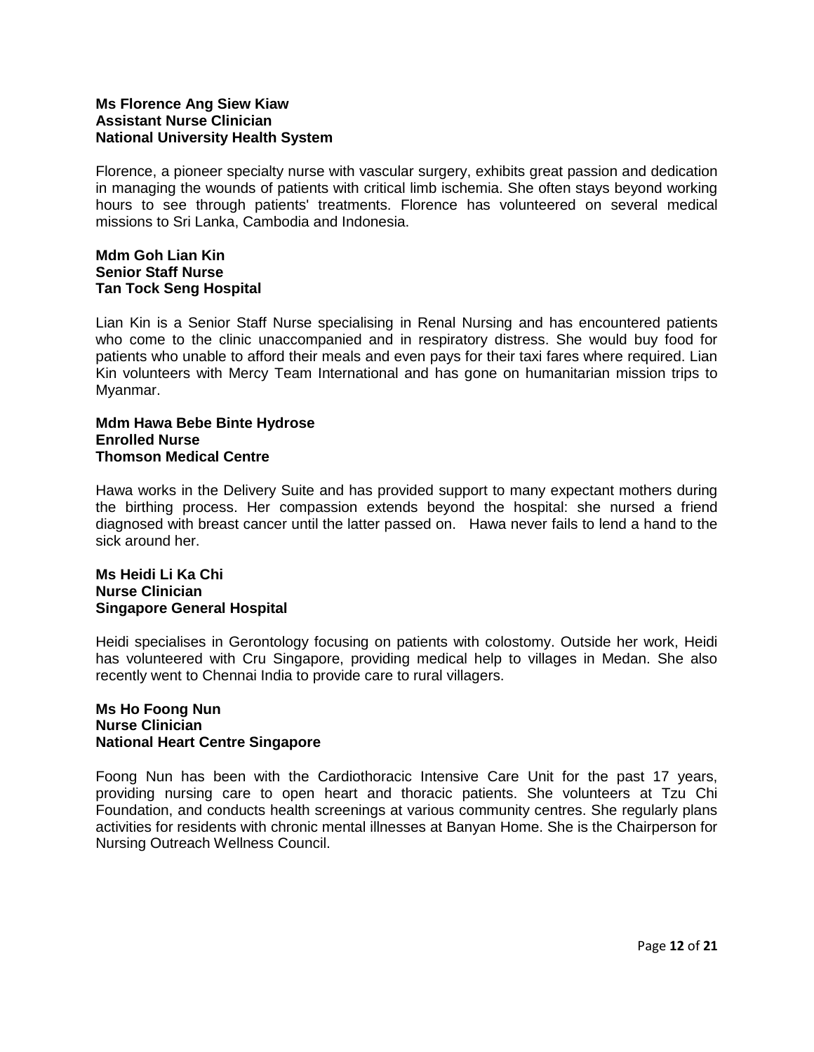**Ms Florence Ang Siew Kiaw**
**Assistant Nurse Clinician**
**National University Health System**

Florence, a pioneer specialty nurse with vascular surgery, exhibits great passion and dedication in managing the wounds of patients with critical limb ischemia. She often stays beyond working hours to see through patients' treatments. Florence has volunteered on several medical missions to Sri Lanka, Cambodia and Indonesia.

**Mdm Goh Lian Kin**
**Senior Staff Nurse**
**Tan Tock Seng Hospital**

Lian Kin is a Senior Staff Nurse specialising in Renal Nursing and has encountered patients who come to the clinic unaccompanied and in respiratory distress. She would buy food for patients who unable to afford their meals and even pays for their taxi fares where required. Lian Kin volunteers with Mercy Team International and has gone on humanitarian mission trips to Myanmar.

**Mdm Hawa Bebe Binte Hydrose**
**Enrolled Nurse**
**Thomson Medical Centre**

Hawa works in the Delivery Suite and has provided support to many expectant mothers during the birthing process. Her compassion extends beyond the hospital: she nursed a friend diagnosed with breast cancer until the latter passed on. Hawa never fails to lend a hand to the sick around her.

**Ms Heidi Li Ka Chi**
**Nurse Clinician**
**Singapore General Hospital**

Heidi specialises in Gerontology focusing on patients with colostomy. Outside her work, Heidi has volunteered with Cru Singapore, providing medical help to villages in Medan. She also recently went to Chennai India to provide care to rural villagers.

**Ms Ho Foong Nun**
**Nurse Clinician**
**National Heart Centre Singapore**

Foong Nun has been with the Cardiothoracic Intensive Care Unit for the past 17 years, providing nursing care to open heart and thoracic patients. She volunteers at Tzu Chi Foundation, and conducts health screenings at various community centres. She regularly plans activities for residents with chronic mental illnesses at Banyan Home. She is the Chairperson for Nursing Outreach Wellness Council.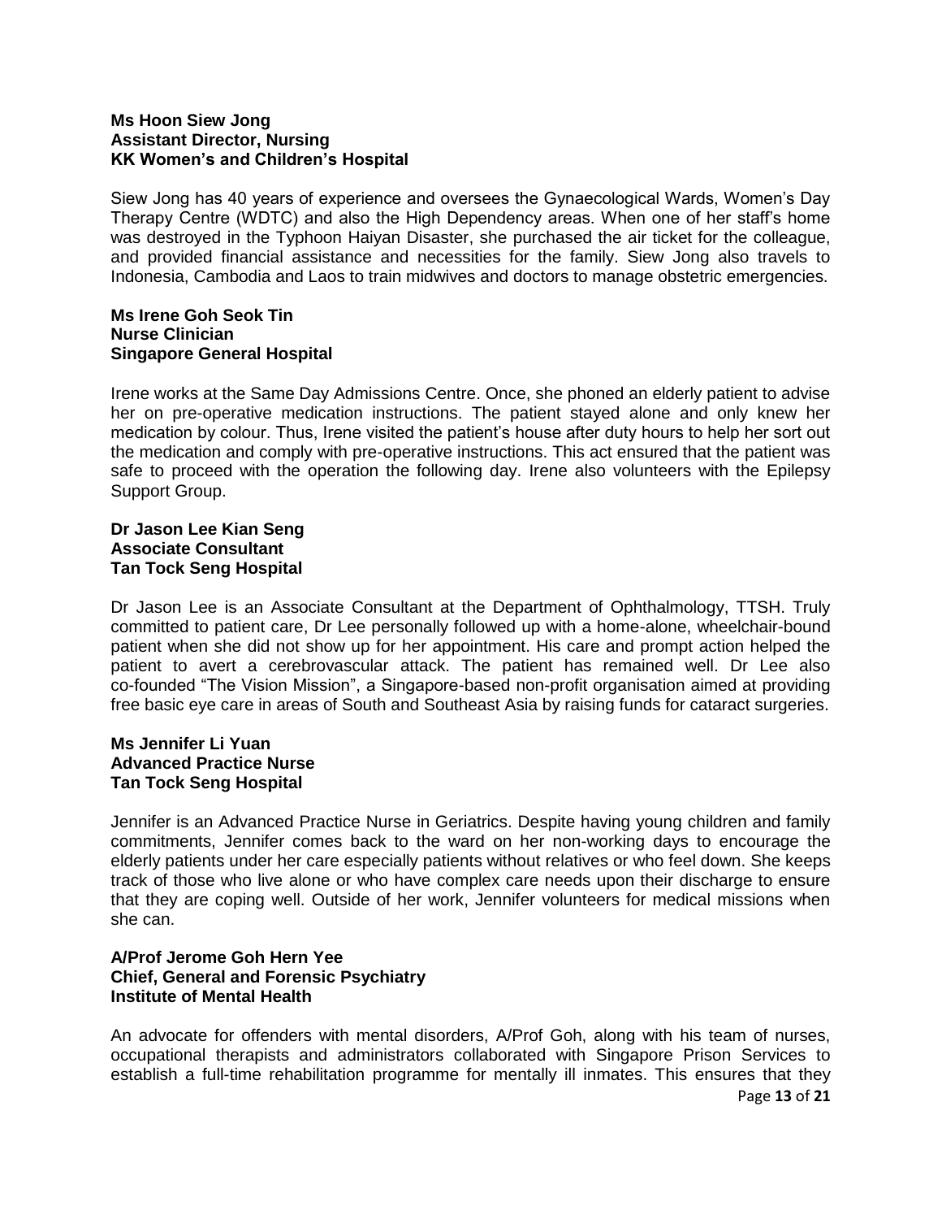**Ms Hoon Siew Jong**
**Assistant Director, Nursing**
**KK Women's and Children's Hospital**

Siew Jong has 40 years of experience and oversees the Gynaecological Wards, Women's Day Therapy Centre (WDTC) and also the High Dependency areas. When one of her staff's home was destroyed in the Typhoon Haiyan Disaster, she purchased the air ticket for the colleague, and provided financial assistance and necessities for the family. Siew Jong also travels to Indonesia, Cambodia and Laos to train midwives and doctors to manage obstetric emergencies.

**Ms Irene Goh Seok Tin**
**Nurse Clinician**
**Singapore General Hospital**

Irene works at the Same Day Admissions Centre. Once, she phoned an elderly patient to advise her on pre-operative medication instructions. The patient stayed alone and only knew her medication by colour. Thus, Irene visited the patient's house after duty hours to help her sort out the medication and comply with pre-operative instructions. This act ensured that the patient was safe to proceed with the operation the following day. Irene also volunteers with the Epilepsy Support Group.

**Dr Jason Lee Kian Seng**
**Associate Consultant**
**Tan Tock Seng Hospital**

Dr Jason Lee is an Associate Consultant at the Department of Ophthalmology, TTSH. Truly committed to patient care, Dr Lee personally followed up with a home-alone, wheelchair-bound patient when she did not show up for her appointment. His care and prompt action helped the patient to avert a cerebrovascular attack. The patient has remained well. Dr Lee also co-founded "The Vision Mission", a Singapore-based non-profit organisation aimed at providing free basic eye care in areas of South and Southeast Asia by raising funds for cataract surgeries.

**Ms Jennifer Li Yuan**
**Advanced Practice Nurse**
**Tan Tock Seng Hospital**

Jennifer is an Advanced Practice Nurse in Geriatrics. Despite having young children and family commitments, Jennifer comes back to the ward on her non-working days to encourage the elderly patients under her care especially patients without relatives or who feel down. She keeps track of those who live alone or who have complex care needs upon their discharge to ensure that they are coping well. Outside of her work, Jennifer volunteers for medical missions when she can.

**A/Prof Jerome Goh Hern Yee**
**Chief, General and Forensic Psychiatry**
**Institute of Mental Health**

An advocate for offenders with mental disorders, A/Prof Goh, along with his team of nurses, occupational therapists and administrators collaborated with Singapore Prison Services to establish a full-time rehabilitation programme for mentally ill inmates. This ensures that they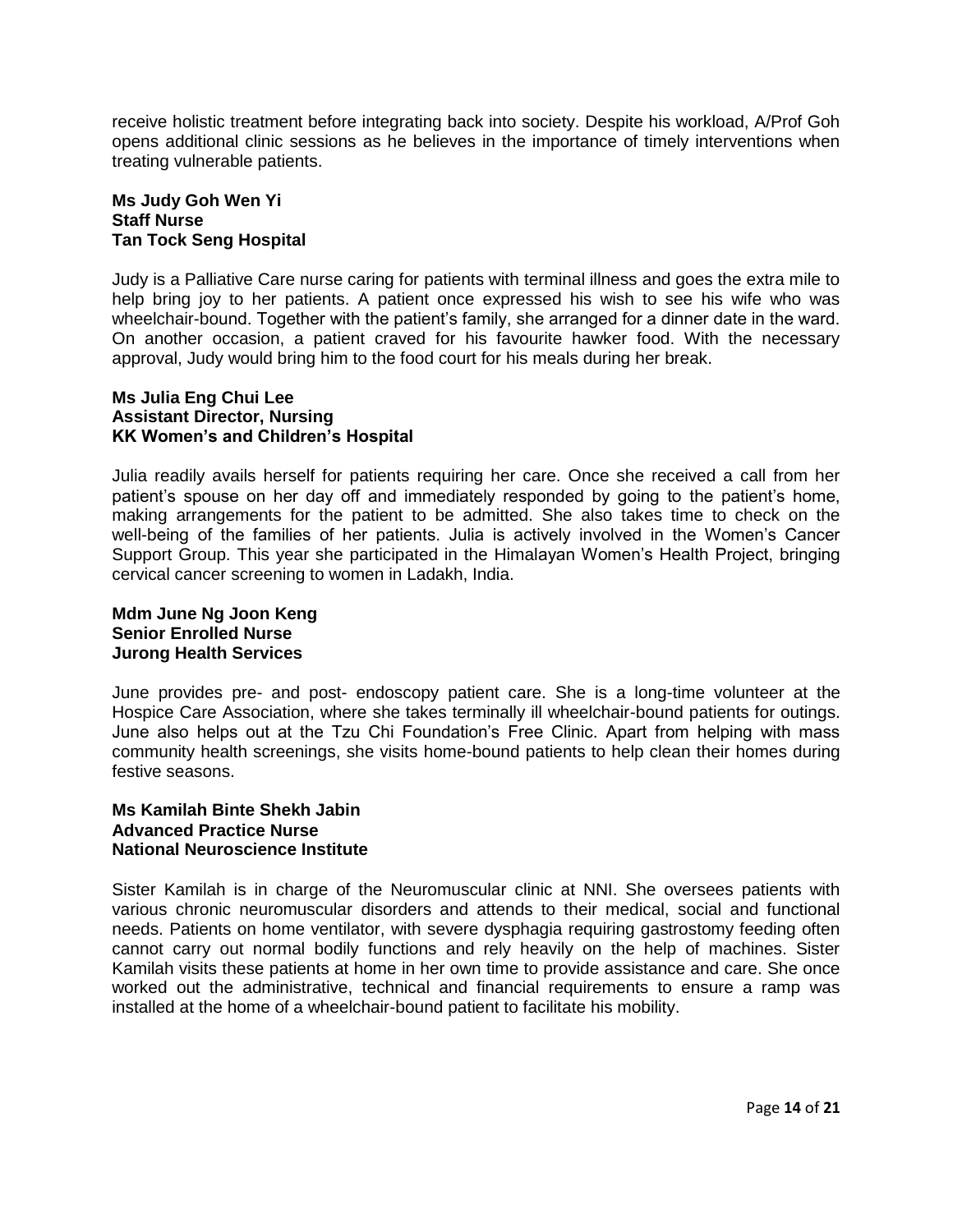receive holistic treatment before integrating back into society. Despite his workload, A/Prof Goh opens additional clinic sessions as he believes in the importance of timely interventions when treating vulnerable patients.

**Ms Judy Goh Wen Yi**
**Staff Nurse**
**Tan Tock Seng Hospital**

Judy is a Palliative Care nurse caring for patients with terminal illness and goes the extra mile to help bring joy to her patients. A patient once expressed his wish to see his wife who was wheelchair-bound. Together with the patient's family, she arranged for a dinner date in the ward. On another occasion, a patient craved for his favourite hawker food. With the necessary approval, Judy would bring him to the food court for his meals during her break.

**Ms Julia Eng Chui Lee**
**Assistant Director, Nursing**
**KK Women's and Children's Hospital**

Julia readily avails herself for patients requiring her care. Once she received a call from her patient's spouse on her day off and immediately responded by going to the patient's home, making arrangements for the patient to be admitted. She also takes time to check on the well-being of the families of her patients. Julia is actively involved in the Women's Cancer Support Group. This year she participated in the Himalayan Women's Health Project, bringing cervical cancer screening to women in Ladakh, India.

**Mdm June Ng Joon Keng**
**Senior Enrolled Nurse**
**Jurong Health Services**

June provides pre- and post- endoscopy patient care. She is a long-time volunteer at the Hospice Care Association, where she takes terminally ill wheelchair-bound patients for outings. June also helps out at the Tzu Chi Foundation's Free Clinic. Apart from helping with mass community health screenings, she visits home-bound patients to help clean their homes during festive seasons.

**Ms Kamilah Binte Shekh Jabin**
**Advanced Practice Nurse**
**National Neuroscience Institute**

Sister Kamilah is in charge of the Neuromuscular clinic at NNI. She oversees patients with various chronic neuromuscular disorders and attends to their medical, social and functional needs. Patients on home ventilator, with severe dysphagia requiring gastrostomy feeding often cannot carry out normal bodily functions and rely heavily on the help of machines. Sister Kamilah visits these patients at home in her own time to provide assistance and care. She once worked out the administrative, technical and financial requirements to ensure a ramp was installed at the home of a wheelchair-bound patient to facilitate his mobility.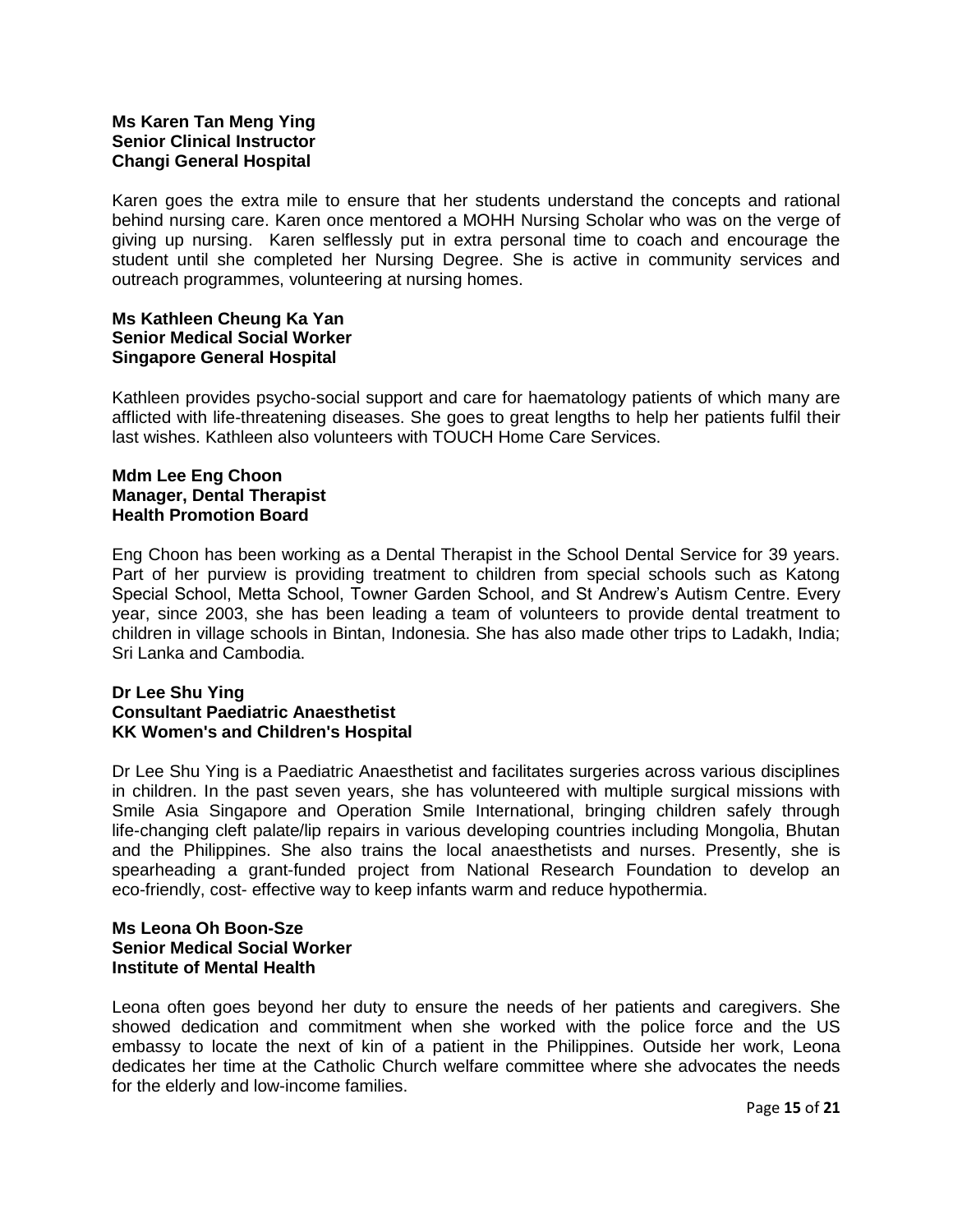**Ms Karen Tan Meng Ying**
**Senior Clinical Instructor**
**Changi General Hospital**

Karen goes the extra mile to ensure that her students understand the concepts and rational behind nursing care. Karen once mentored a MOHH Nursing Scholar who was on the verge of giving up nursing. Karen selflessly put in extra personal time to coach and encourage the student until she completed her Nursing Degree. She is active in community services and outreach programmes, volunteering at nursing homes.

**Ms Kathleen Cheung Ka Yan**
**Senior Medical Social Worker**
**Singapore General Hospital**

Kathleen provides psycho-social support and care for haematology patients of which many are afflicted with life-threatening diseases. She goes to great lengths to help her patients fulfil their last wishes. Kathleen also volunteers with TOUCH Home Care Services.

**Mdm Lee Eng Choon**
**Manager, Dental Therapist**
**Health Promotion Board**

Eng Choon has been working as a Dental Therapist in the School Dental Service for 39 years. Part of her purview is providing treatment to children from special schools such as Katong Special School, Metta School, Towner Garden School, and St Andrew's Autism Centre. Every year, since 2003, she has been leading a team of volunteers to provide dental treatment to children in village schools in Bintan, Indonesia. She has also made other trips to Ladakh, India; Sri Lanka and Cambodia.

**Dr Lee Shu Ying**
**Consultant Paediatric Anaesthetist**
**KK Women's and Children's Hospital**

Dr Lee Shu Ying is a Paediatric Anaesthetist and facilitates surgeries across various disciplines in children. In the past seven years, she has volunteered with multiple surgical missions with Smile Asia Singapore and Operation Smile International, bringing children safely through life-changing cleft palate/lip repairs in various developing countries including Mongolia, Bhutan and the Philippines. She also trains the local anaesthetists and nurses. Presently, she is spearheading a grant-funded project from National Research Foundation to develop an eco-friendly, cost- effective way to keep infants warm and reduce hypothermia.

**Ms Leona Oh Boon-Sze**
**Senior Medical Social Worker**
**Institute of Mental Health**

Leona often goes beyond her duty to ensure the needs of her patients and caregivers. She showed dedication and commitment when she worked with the police force and the US embassy to locate the next of kin of a patient in the Philippines. Outside her work, Leona dedicates her time at the Catholic Church welfare committee where she advocates the needs for the elderly and low-income families.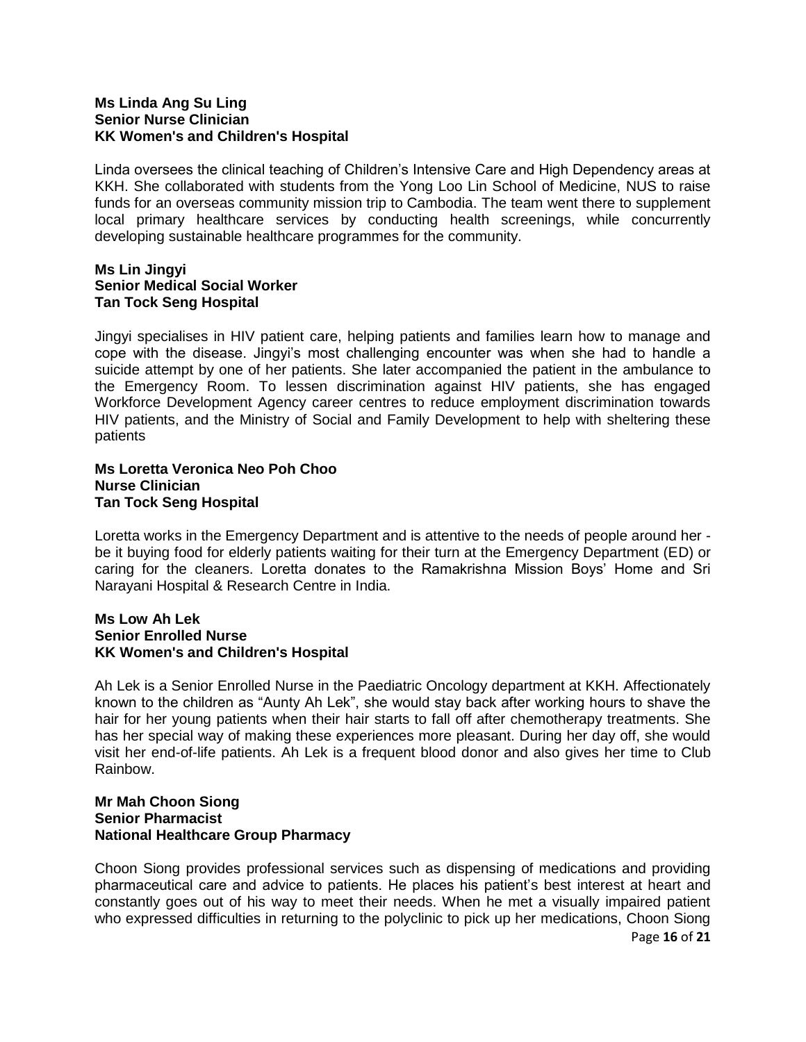**Ms Linda Ang Su Ling**
**Senior Nurse Clinician**
**KK Women's and Children's Hospital**

Linda oversees the clinical teaching of Children's Intensive Care and High Dependency areas at KKH. She collaborated with students from the Yong Loo Lin School of Medicine, NUS to raise funds for an overseas community mission trip to Cambodia. The team went there to supplement local primary healthcare services by conducting health screenings, while concurrently developing sustainable healthcare programmes for the community.

**Ms Lin Jingyi**
**Senior Medical Social Worker**
**Tan Tock Seng Hospital**

Jingyi specialises in HIV patient care, helping patients and families learn how to manage and cope with the disease. Jingyi's most challenging encounter was when she had to handle a suicide attempt by one of her patients. She later accompanied the patient in the ambulance to the Emergency Room. To lessen discrimination against HIV patients, she has engaged Workforce Development Agency career centres to reduce employment discrimination towards HIV patients, and the Ministry of Social and Family Development to help with sheltering these patients

**Ms Loretta Veronica Neo Poh Choo**
**Nurse Clinician**
**Tan Tock Seng Hospital**

Loretta works in the Emergency Department and is attentive to the needs of people around her - be it buying food for elderly patients waiting for their turn at the Emergency Department (ED) or caring for the cleaners. Loretta donates to the Ramakrishna Mission Boys' Home and Sri Narayani Hospital & Research Centre in India.

**Ms Low Ah Lek**
**Senior Enrolled Nurse**
**KK Women's and Children's Hospital**

Ah Lek is a Senior Enrolled Nurse in the Paediatric Oncology department at KKH. Affectionately known to the children as "Aunty Ah Lek", she would stay back after working hours to shave the hair for her young patients when their hair starts to fall off after chemotherapy treatments. She has her special way of making these experiences more pleasant. During her day off, she would visit her end-of-life patients. Ah Lek is a frequent blood donor and also gives her time to Club Rainbow.

**Mr Mah Choon Siong**
**Senior Pharmacist**
**National Healthcare Group Pharmacy**

Choon Siong provides professional services such as dispensing of medications and providing pharmaceutical care and advice to patients. He places his patient's best interest at heart and constantly goes out of his way to meet their needs. When he met a visually impaired patient who expressed difficulties in returning to the polyclinic to pick up her medications, Choon Siong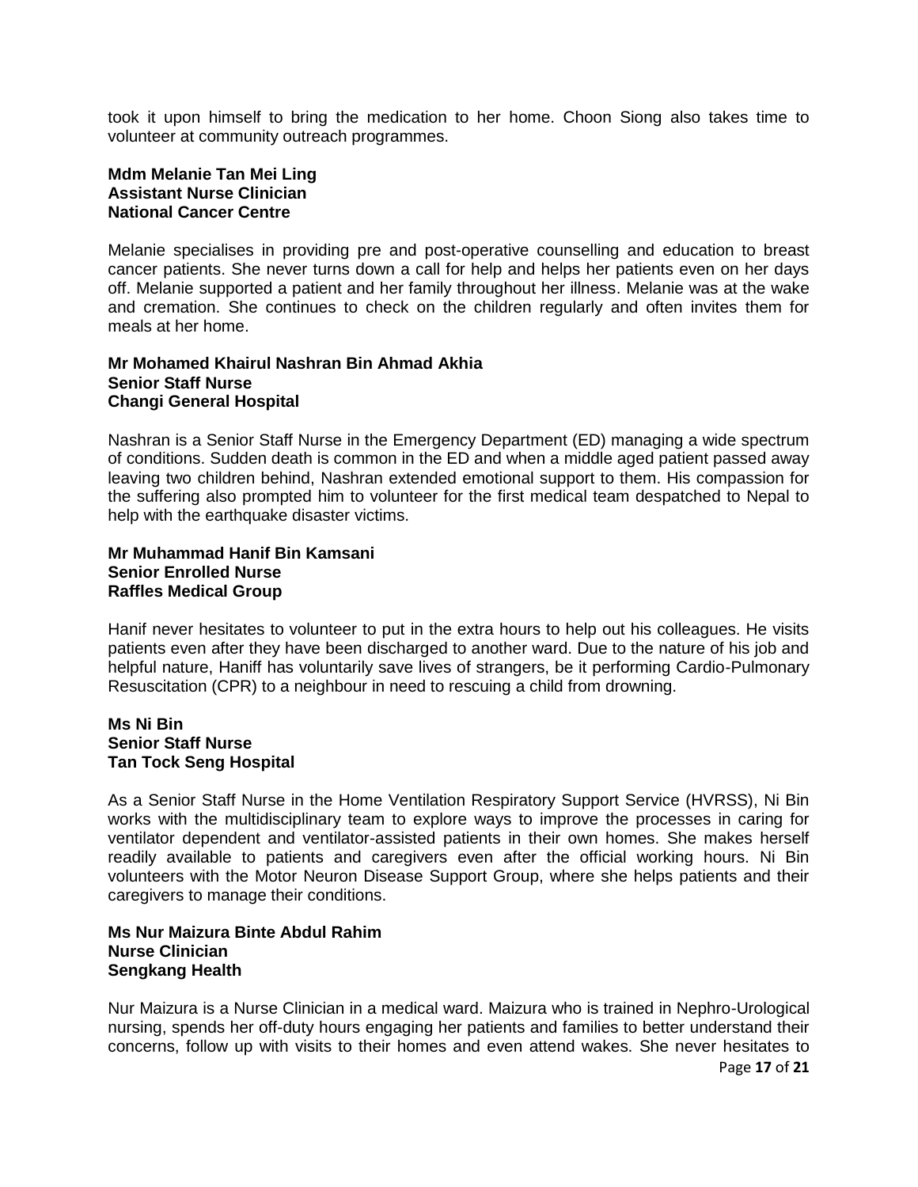took it upon himself to bring the medication to her home. Choon Siong also takes time to volunteer at community outreach programmes.

**Mdm Melanie Tan Mei Ling**
**Assistant Nurse Clinician**
**National Cancer Centre**

Melanie specialises in providing pre and post-operative counselling and education to breast cancer patients. She never turns down a call for help and helps her patients even on her days off. Melanie supported a patient and her family throughout her illness. Melanie was at the wake and cremation. She continues to check on the children regularly and often invites them for meals at her home.

**Mr Mohamed Khairul Nashran Bin Ahmad Akhia**
**Senior Staff Nurse**
**Changi General Hospital**

Nashran is a Senior Staff Nurse in the Emergency Department (ED) managing a wide spectrum of conditions. Sudden death is common in the ED and when a middle aged patient passed away leaving two children behind, Nashran extended emotional support to them. His compassion for the suffering also prompted him to volunteer for the first medical team despatched to Nepal to help with the earthquake disaster victims.

**Mr Muhammad Hanif Bin Kamsani**
**Senior Enrolled Nurse**
**Raffles Medical Group**

Hanif never hesitates to volunteer to put in the extra hours to help out his colleagues. He visits patients even after they have been discharged to another ward. Due to the nature of his job and helpful nature, Haniff has voluntarily save lives of strangers, be it performing Cardio-Pulmonary Resuscitation (CPR) to a neighbour in need to rescuing a child from drowning.

**Ms Ni Bin**
**Senior Staff Nurse**
**Tan Tock Seng Hospital**

As a Senior Staff Nurse in the Home Ventilation Respiratory Support Service (HVRSS), Ni Bin works with the multidisciplinary team to explore ways to improve the processes in caring for ventilator dependent and ventilator-assisted patients in their own homes. She makes herself readily available to patients and caregivers even after the official working hours. Ni Bin volunteers with the Motor Neuron Disease Support Group, where she helps patients and their caregivers to manage their conditions.

**Ms Nur Maizura Binte Abdul Rahim**
**Nurse Clinician**
**Sengkang Health**

Nur Maizura is a Nurse Clinician in a medical ward. Maizura who is trained in Nephro-Urological nursing, spends her off-duty hours engaging her patients and families to better understand their concerns, follow up with visits to their homes and even attend wakes. She never hesitates to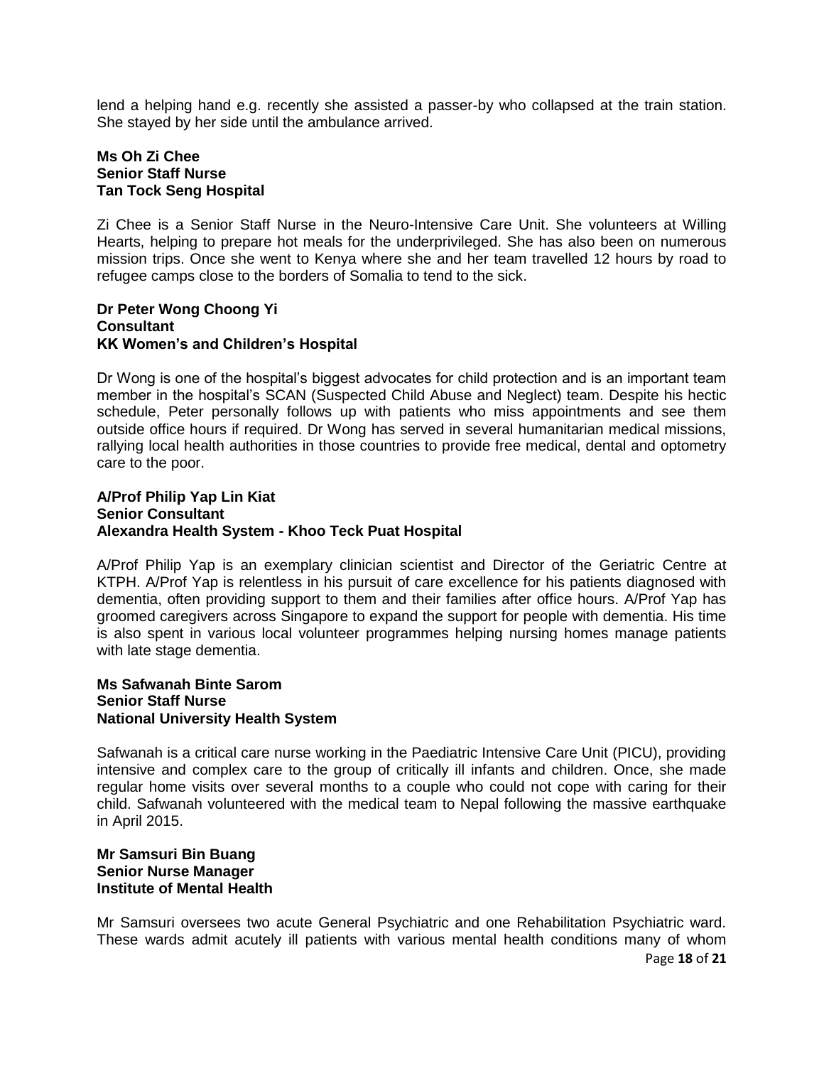lend a helping hand e.g. recently she assisted a passer-by who collapsed at the train station. She stayed by her side until the ambulance arrived.

**Ms Oh Zi Chee**
**Senior Staff Nurse**
**Tan Tock Seng Hospital**

Zi Chee is a Senior Staff Nurse in the Neuro-Intensive Care Unit. She volunteers at Willing Hearts, helping to prepare hot meals for the underprivileged. She has also been on numerous mission trips. Once she went to Kenya where she and her team travelled 12 hours by road to refugee camps close to the borders of Somalia to tend to the sick.

**Dr Peter Wong Choong Yi**
**Consultant**
**KK Women's and Children's Hospital**

Dr Wong is one of the hospital's biggest advocates for child protection and is an important team member in the hospital's SCAN (Suspected Child Abuse and Neglect) team. Despite his hectic schedule, Peter personally follows up with patients who miss appointments and see them outside office hours if required. Dr Wong has served in several humanitarian medical missions, rallying local health authorities in those countries to provide free medical, dental and optometry care to the poor.

**A/Prof Philip Yap Lin Kiat**
**Senior Consultant**
**Alexandra Health System - Khoo Teck Puat Hospital**

A/Prof Philip Yap is an exemplary clinician scientist and Director of the Geriatric Centre at KTPH. A/Prof Yap is relentless in his pursuit of care excellence for his patients diagnosed with dementia, often providing support to them and their families after office hours. A/Prof Yap has groomed caregivers across Singapore to expand the support for people with dementia. His time is also spent in various local volunteer programmes helping nursing homes manage patients with late stage dementia.

**Ms Safwanah Binte Sarom**
**Senior Staff Nurse**
**National University Health System**

Safwanah is a critical care nurse working in the Paediatric Intensive Care Unit (PICU), providing intensive and complex care to the group of critically ill infants and children. Once, she made regular home visits over several months to a couple who could not cope with caring for their child. Safwanah volunteered with the medical team to Nepal following the massive earthquake in April 2015.

**Mr Samsuri Bin Buang**
**Senior Nurse Manager**
**Institute of Mental Health**

Mr Samsuri oversees two acute General Psychiatric and one Rehabilitation Psychiatric ward. These wards admit acutely ill patients with various mental health conditions many of whom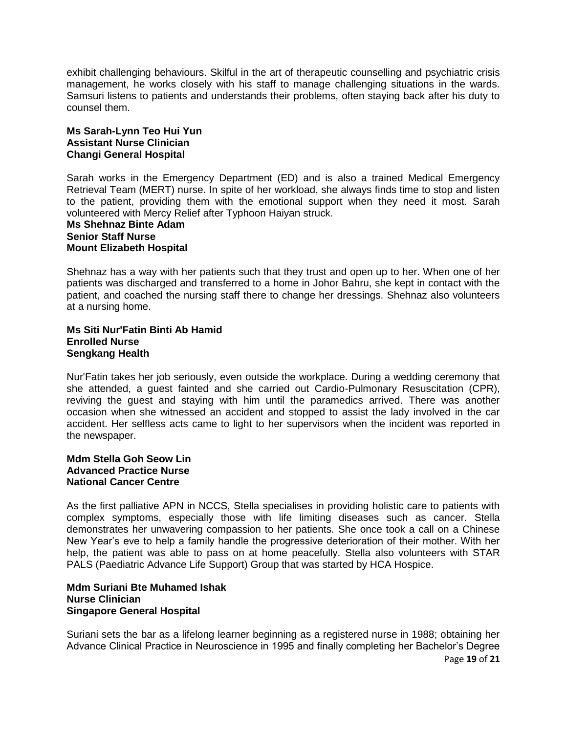exhibit challenging behaviours. Skilful in the art of therapeutic counselling and psychiatric crisis management, he works closely with his staff to manage challenging situations in the wards. Samsuri listens to patients and understands their problems, often staying back after his duty to counsel them.

**Ms Sarah-Lynn Teo Hui Yun**
**Assistant Nurse Clinician**
**Changi General Hospital**

Sarah works in the Emergency Department (ED) and is also a trained Medical Emergency Retrieval Team (MERT) nurse. In spite of her workload, she always finds time to stop and listen to the patient, providing them with the emotional support when they need it most. Sarah volunteered with Mercy Relief after Typhoon Haiyan struck.

**Ms Shehnaz Binte Adam**
**Senior Staff Nurse**
**Mount Elizabeth Hospital**

Shehnaz has a way with her patients such that they trust and open up to her. When one of her patients was discharged and transferred to a home in Johor Bahru, she kept in contact with the patient, and coached the nursing staff there to change her dressings. Shehnaz also volunteers at a nursing home.

**Ms Siti Nur'Fatin Binti Ab Hamid**
**Enrolled Nurse**
**Sengkang Health**

Nur'Fatin takes her job seriously, even outside the workplace. During a wedding ceremony that she attended, a guest fainted and she carried out Cardio-Pulmonary Resuscitation (CPR), reviving the guest and staying with him until the paramedics arrived. There was another occasion when she witnessed an accident and stopped to assist the lady involved in the car accident. Her selfless acts came to light to her supervisors when the incident was reported in the newspaper.

**Mdm Stella Goh Seow Lin**
**Advanced Practice Nurse**
**National Cancer Centre**

As the first palliative APN in NCCS, Stella specialises in providing holistic care to patients with complex symptoms, especially those with life limiting diseases such as cancer. Stella demonstrates her unwavering compassion to her patients. She once took a call on a Chinese New Year's eve to help a family handle the progressive deterioration of their mother. With her help, the patient was able to pass on at home peacefully. Stella also volunteers with STAR PALS (Paediatric Advance Life Support) Group that was started by HCA Hospice.

**Mdm Suriani Bte Muhamed Ishak**
**Nurse Clinician**
**Singapore General Hospital**

Suriani sets the bar as a lifelong learner beginning as a registered nurse in 1988; obtaining her Advance Clinical Practice in Neuroscience in 1995 and finally completing her Bachelor's Degree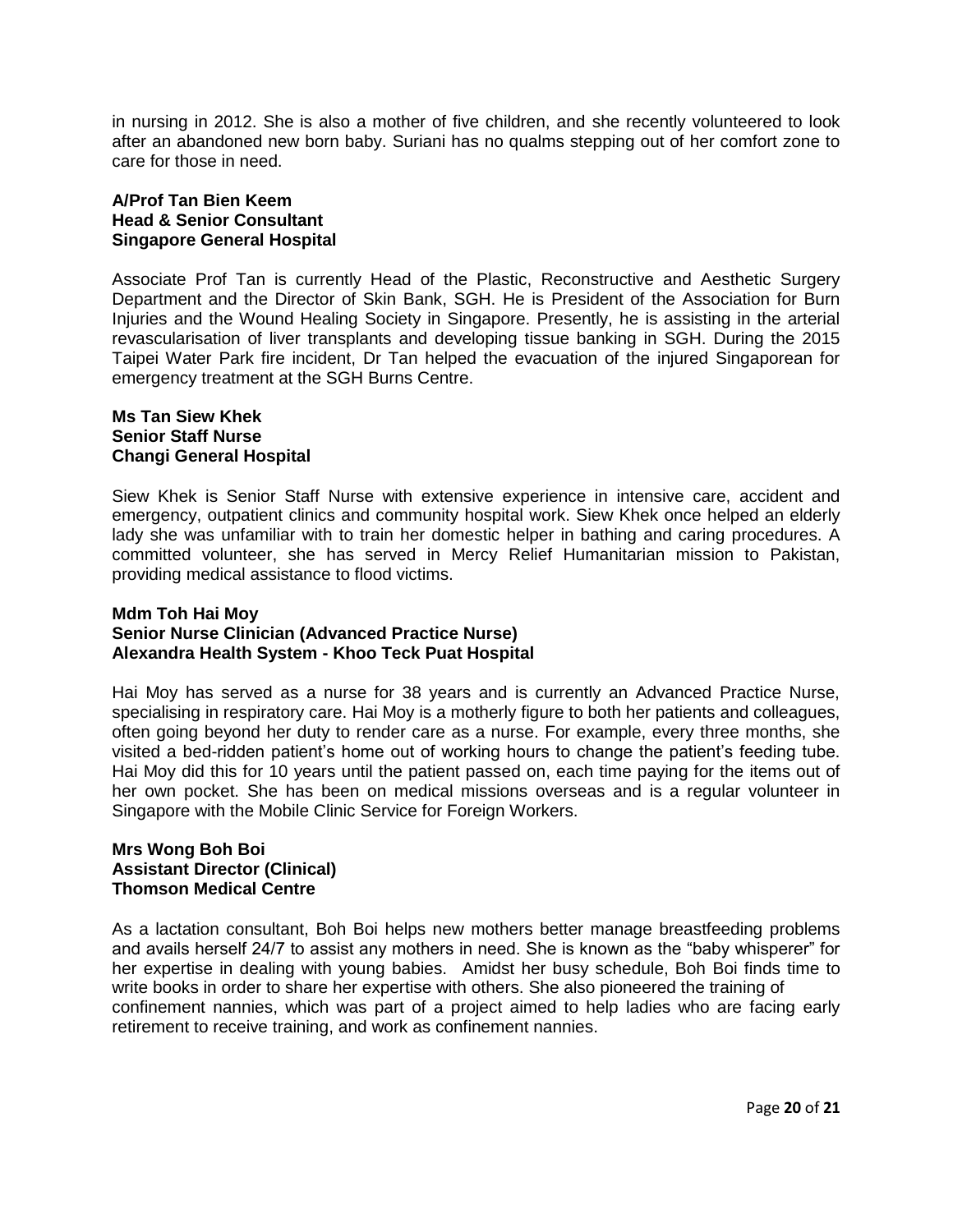in nursing in 2012. She is also a mother of five children, and she recently volunteered to look after an abandoned new born baby. Suriani has no qualms stepping out of her comfort zone to care for those in need.

**A/Prof Tan Bien Keem**
**Head & Senior Consultant**
**Singapore General Hospital**

Associate Prof Tan is currently Head of the Plastic, Reconstructive and Aesthetic Surgery Department and the Director of Skin Bank, SGH. He is President of the Association for Burn Injuries and the Wound Healing Society in Singapore. Presently, he is assisting in the arterial revascularisation of liver transplants and developing tissue banking in SGH. During the 2015 Taipei Water Park fire incident, Dr Tan helped the evacuation of the injured Singaporean for emergency treatment at the SGH Burns Centre.

**Ms Tan Siew Khek**
**Senior Staff Nurse**
**Changi General Hospital**

Siew Khek is Senior Staff Nurse with extensive experience in intensive care, accident and emergency, outpatient clinics and community hospital work. Siew Khek once helped an elderly lady she was unfamiliar with to train her domestic helper in bathing and caring procedures. A committed volunteer, she has served in Mercy Relief Humanitarian mission to Pakistan, providing medical assistance to flood victims.

**Mdm Toh Hai Moy**
**Senior Nurse Clinician (Advanced Practice Nurse)**
**Alexandra Health System - Khoo Teck Puat Hospital**

Hai Moy has served as a nurse for 38 years and is currently an Advanced Practice Nurse, specialising in respiratory care. Hai Moy is a motherly figure to both her patients and colleagues, often going beyond her duty to render care as a nurse. For example, every three months, she visited a bed-ridden patient's home out of working hours to change the patient's feeding tube. Hai Moy did this for 10 years until the patient passed on, each time paying for the items out of her own pocket. She has been on medical missions overseas and is a regular volunteer in Singapore with the Mobile Clinic Service for Foreign Workers.

**Mrs Wong Boh Boi**
**Assistant Director (Clinical)**
**Thomson Medical Centre**

As a lactation consultant, Boh Boi helps new mothers better manage breastfeeding problems and avails herself 24/7 to assist any mothers in need. She is known as the "baby whisperer" for her expertise in dealing with young babies. Amidst her busy schedule, Boh Boi finds time to write books in order to share her expertise with others. She also pioneered the training of confinement nannies, which was part of a project aimed to help ladies who are facing early retirement to receive training, and work as confinement nannies.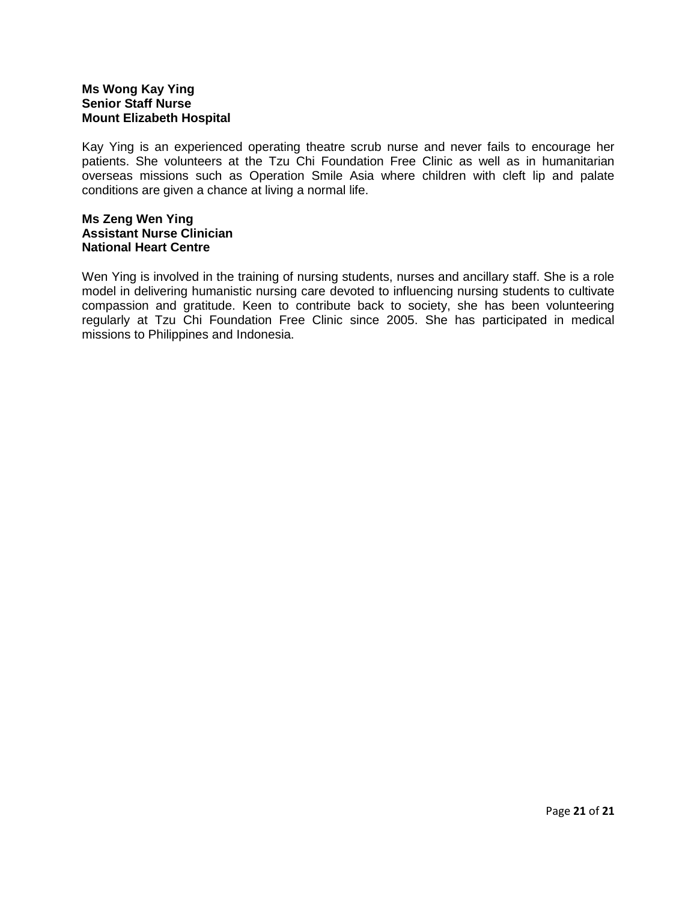**Ms Wong Kay Ying**
**Senior Staff Nurse**
**Mount Elizabeth Hospital**

Kay Ying is an experienced operating theatre scrub nurse and never fails to encourage her patients. She volunteers at the Tzu Chi Foundation Free Clinic as well as in humanitarian overseas missions such as Operation Smile Asia where children with cleft lip and palate conditions are given a chance at living a normal life.

**Ms Zeng Wen Ying**
**Assistant Nurse Clinician**
**National Heart Centre**

Wen Ying is involved in the training of nursing students, nurses and ancillary staff. She is a role model in delivering humanistic nursing care devoted to influencing nursing students to cultivate compassion and gratitude. Keen to contribute back to society, she has been volunteering regularly at Tzu Chi Foundation Free Clinic since 2005. She has participated in medical missions to Philippines and Indonesia.